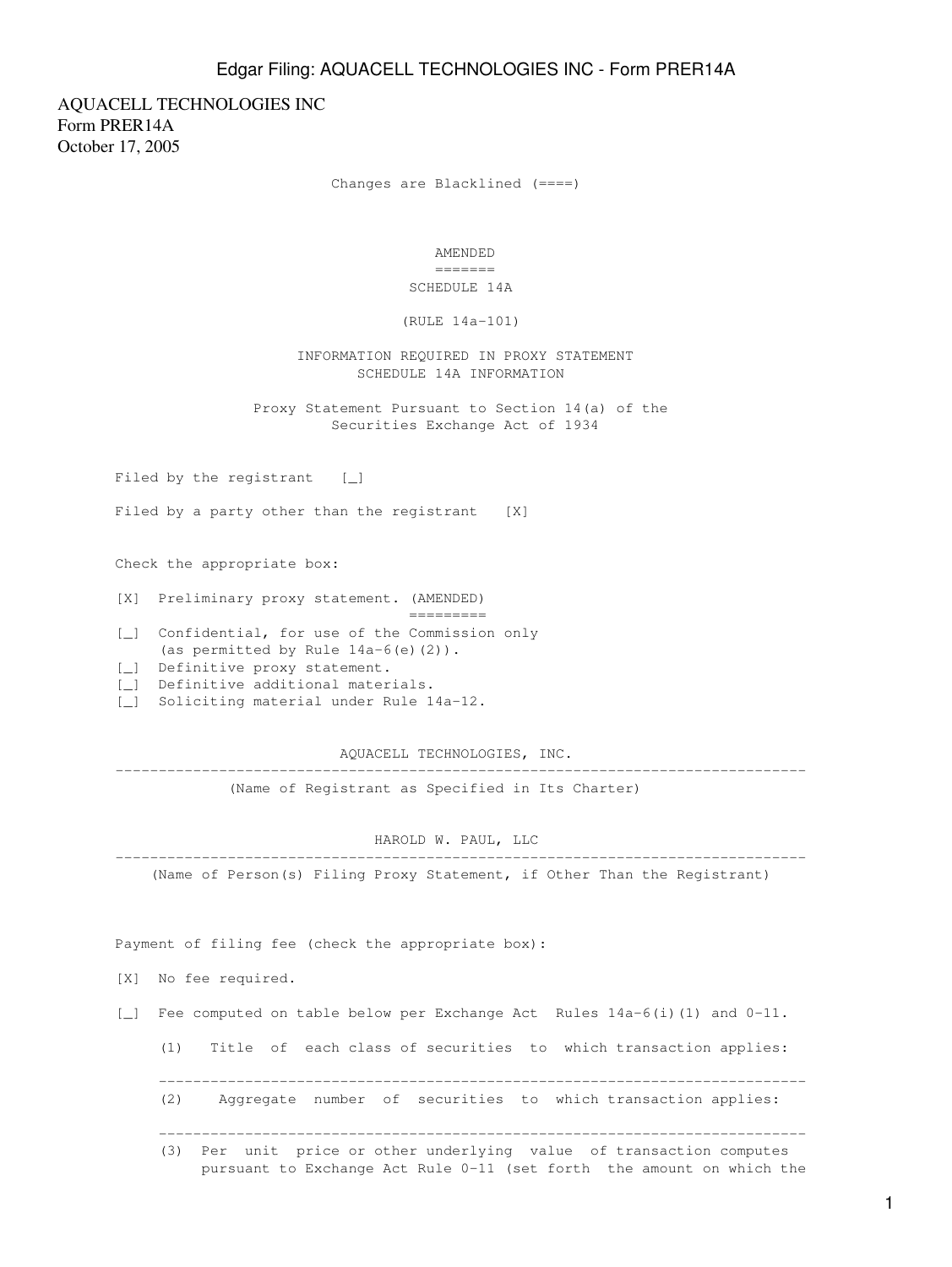AQUACELL TECHNOLOGIES INC
Form PRER14A
October 17, 2005

Changes are Blacklined (====)

AMENDED
=======
SCHEDULE 14A

(RULE 14a-101)

INFORMATION REQUIRED IN PROXY STATEMENT
SCHEDULE 14A INFORMATION

Proxy Statement Pursuant to Section 14(a) of the
Securities Exchange Act of 1934

Filed by the registrant [_]

Filed by a party other than the registrant [X]

Check the appropriate box:

[X] Preliminary proxy statement. (AMENDED)
=========

[_] Confidential, for use of the Commission only (as permitted by Rule 14a-6(e)(2)).

[_] Definitive proxy statement.

[_] Definitive additional materials.

[_] Soliciting material under Rule 14a-12.

AQUACELL TECHNOLOGIES, INC.

---

(Name of Registrant as Specified in Its Charter)

HAROLD W. PAUL, LLC

---

(Name of Person(s) Filing Proxy Statement, if Other Than the Registrant)

Payment of filing fee (check the appropriate box):

[X] No fee required.

[_] Fee computed on table below per Exchange Act Rules 14a-6(i)(1) and 0-11.

(1) Title of each class of securities to which transaction applies:

---

(2) Aggregate number of securities to which transaction applies:

---

(3) Per unit price or other underlying value of transaction computes pursuant to Exchange Act Rule 0-11 (set forth the amount on which the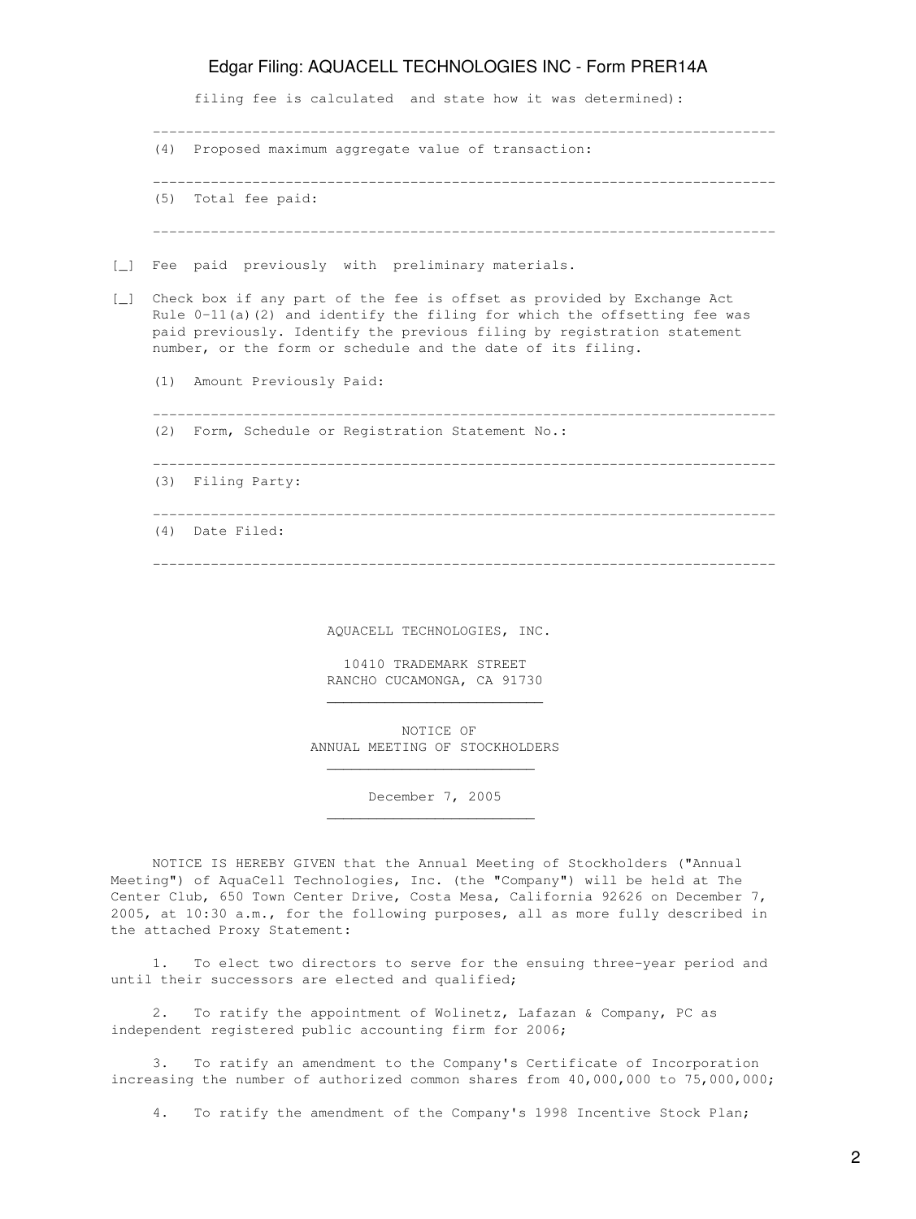filing fee is calculated and state how it was determined):

---

(4) Proposed maximum aggregate value of transaction:

---

(5) Total fee paid:

---

[_] Fee paid previously with preliminary materials.

[_] Check box if any part of the fee is offset as provided by Exchange Act Rule 0-11(a)(2) and identify the filing for which the offsetting fee was paid previously. Identify the previous filing by registration statement number, or the form or schedule and the date of its filing.

(1) Amount Previously Paid:

---

(2) Form, Schedule or Registration Statement No.:

---

(3) Filing Party:

---

(4) Date Filed:

---

AQUACELL TECHNOLOGIES, INC.

10410 TRADEMARK STREET
RANCHO CUCAMONGA, CA 91730

---

NOTICE OF
ANNUAL MEETING OF STOCKHOLDERS

---

December 7, 2005

---

NOTICE IS HEREBY GIVEN that the Annual Meeting of Stockholders ("Annual Meeting") of AquaCell Technologies, Inc. (the "Company") will be held at The Center Club, 650 Town Center Drive, Costa Mesa, California 92626 on December 7, 2005, at 10:30 a.m., for the following purposes, all as more fully described in the attached Proxy Statement:

1. To elect two directors to serve for the ensuing three-year period and until their successors are elected and qualified;

2. To ratify the appointment of Wolinetz, Lafazan & Company, PC as independent registered public accounting firm for 2006;

3. To ratify an amendment to the Company's Certificate of Incorporation increasing the number of authorized common shares from 40,000,000 to 75,000,000;

4. To ratify the amendment of the Company's 1998 Incentive Stock Plan;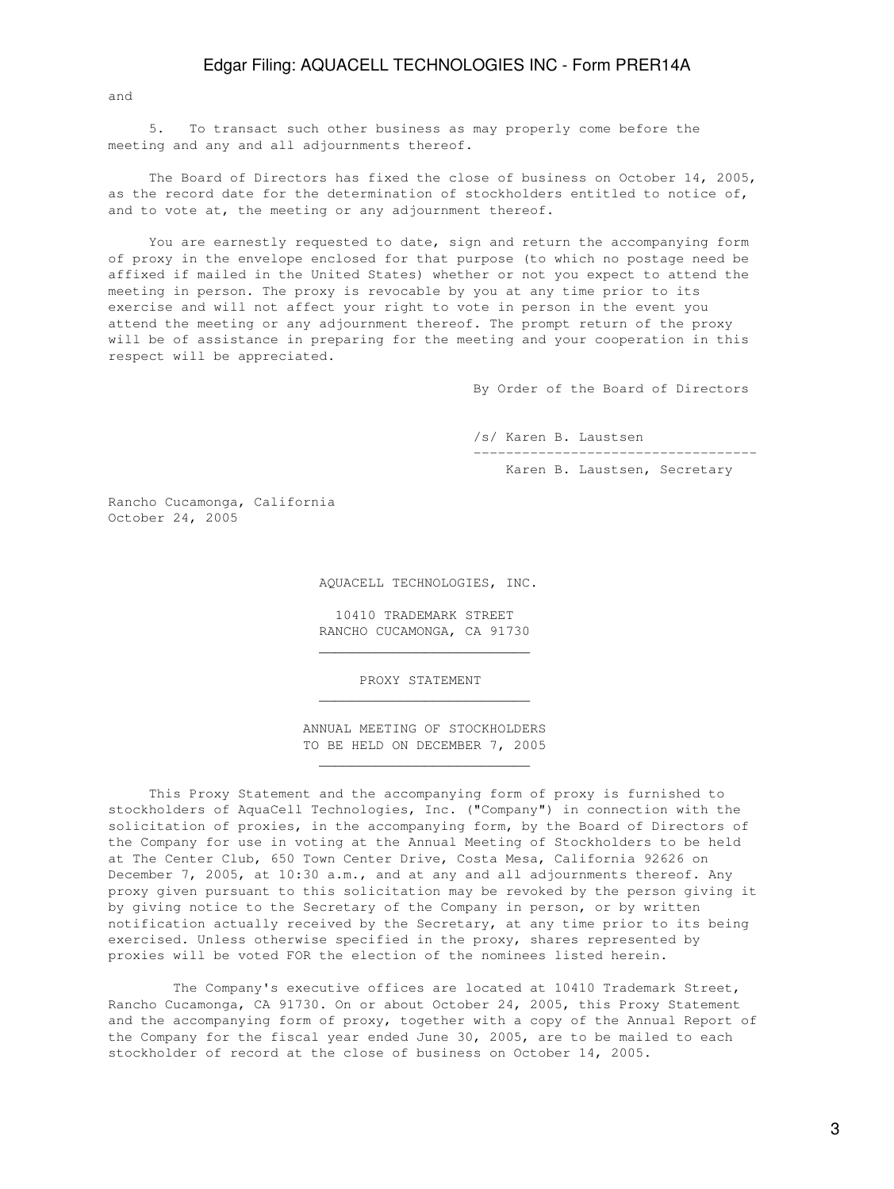and

5. To transact such other business as may properly come before the meeting and any and all adjournments thereof.

The Board of Directors has fixed the close of business on October 14, 2005, as the record date for the determination of stockholders entitled to notice of, and to vote at, the meeting or any adjournment thereof.

You are earnestly requested to date, sign and return the accompanying form of proxy in the envelope enclosed for that purpose (to which no postage need be affixed if mailed in the United States) whether or not you expect to attend the meeting in person. The proxy is revocable by you at any time prior to its exercise and will not affect your right to vote in person in the event you attend the meeting or any adjournment thereof. The prompt return of the proxy will be of assistance in preparing for the meeting and your cooperation in this respect will be appreciated.

By Order of the Board of Directors

/s/ Karen B. Laustsen

Karen B. Laustsen, Secretary

Rancho Cucamonga, California
October 24, 2005

AQUACELL TECHNOLOGIES, INC.

10410 TRADEMARK STREET
RANCHO CUCAMONGA, CA 91730

# PROXY STATEMENT

## ANNUAL MEETING OF STOCKHOLDERS TO BE HELD ON DECEMBER 7, 2005

This Proxy Statement and the accompanying form of proxy is furnished to stockholders of AquaCell Technologies, Inc. ("Company") in connection with the solicitation of proxies, in the accompanying form, by the Board of Directors of the Company for use in voting at the Annual Meeting of Stockholders to be held at The Center Club, 650 Town Center Drive, Costa Mesa, California 92626 on December 7, 2005, at 10:30 a.m., and at any and all adjournments thereof. Any proxy given pursuant to this solicitation may be revoked by the person giving it by giving notice to the Secretary of the Company in person, or by written notification actually received by the Secretary, at any time prior to its being exercised. Unless otherwise specified in the proxy, shares represented by proxies will be voted FOR the election of the nominees listed herein.

The Company's executive offices are located at 10410 Trademark Street, Rancho Cucamonga, CA 91730. On or about October 24, 2005, this Proxy Statement and the accompanying form of proxy, together with a copy of the Annual Report of the Company for the fiscal year ended June 30, 2005, are to be mailed to each stockholder of record at the close of business on October 14, 2005.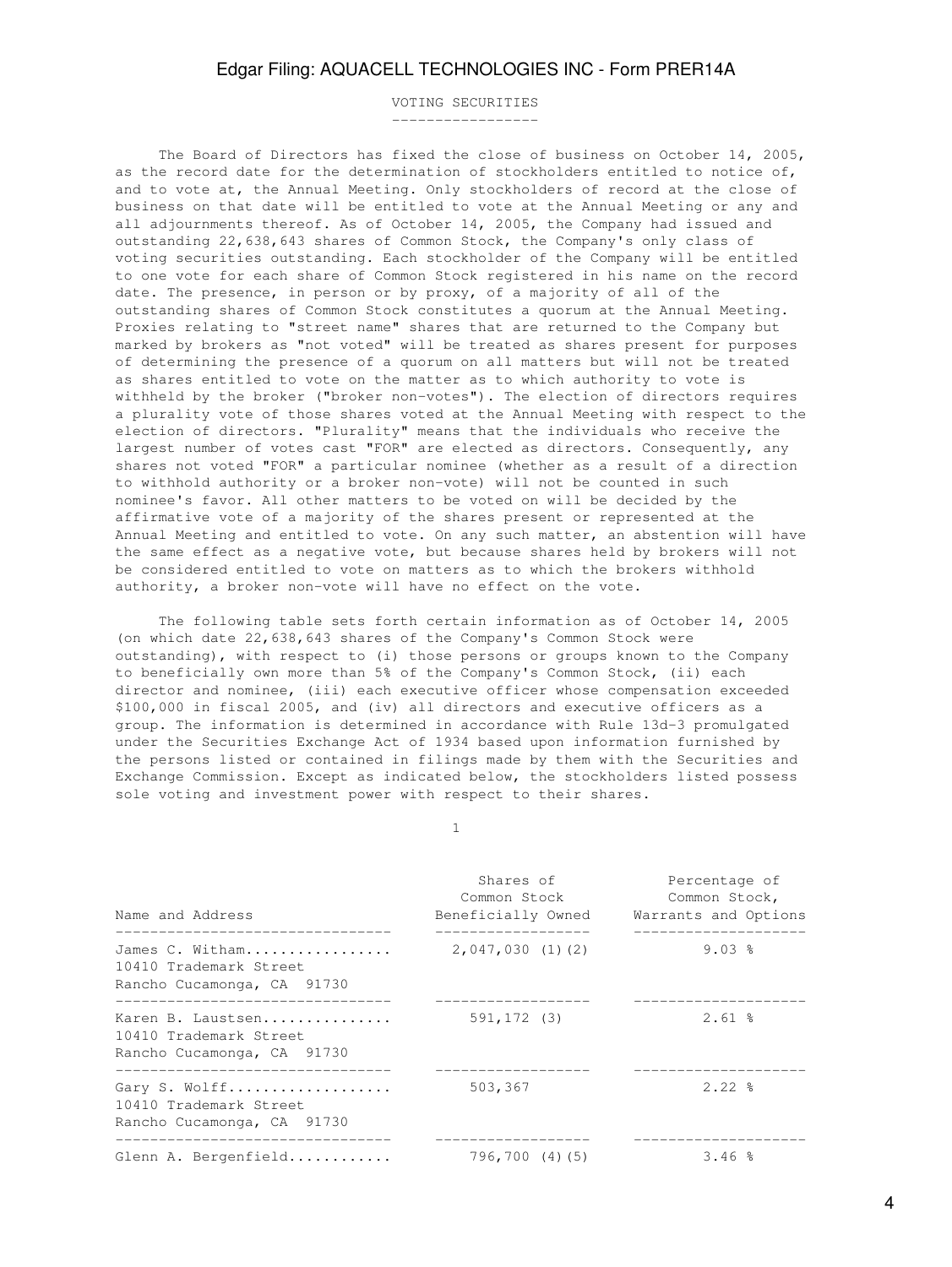## VOTING SECURITIES

The Board of Directors has fixed the close of business on October 14, 2005, as the record date for the determination of stockholders entitled to notice of, and to vote at, the Annual Meeting. Only stockholders of record at the close of business on that date will be entitled to vote at the Annual Meeting or any and all adjournments thereof. As of October 14, 2005, the Company had issued and outstanding 22,638,643 shares of Common Stock, the Company's only class of voting securities outstanding. Each stockholder of the Company will be entitled to one vote for each share of Common Stock registered in his name on the record date. The presence, in person or by proxy, of a majority of all of the outstanding shares of Common Stock constitutes a quorum at the Annual Meeting. Proxies relating to "street name" shares that are returned to the Company but marked by brokers as "not voted" will be treated as shares present for purposes of determining the presence of a quorum on all matters but will not be treated as shares entitled to vote on the matter as to which authority to vote is withheld by the broker ("broker non-votes"). The election of directors requires a plurality vote of those shares voted at the Annual Meeting with respect to the election of directors. "Plurality" means that the individuals who receive the largest number of votes cast "FOR" are elected as directors. Consequently, any shares not voted "FOR" a particular nominee (whether as a result of a direction to withhold authority or a broker non-vote) will not be counted in such nominee's favor. All other matters to be voted on will be decided by the affirmative vote of a majority of the shares present or represented at the Annual Meeting and entitled to vote. On any such matter, an abstention will have the same effect as a negative vote, but because shares held by brokers will not be considered entitled to vote on matters as to which the brokers withhold authority, a broker non-vote will have no effect on the vote.

The following table sets forth certain information as of October 14, 2005 (on which date 22,638,643 shares of the Company's Common Stock were outstanding), with respect to (i) those persons or groups known to the Company to beneficially own more than 5% of the Company's Common Stock, (ii) each director and nominee, (iii) each executive officer whose compensation exceeded $100,000 in fiscal 2005, and (iv) all directors and executive officers as a group. The information is determined in accordance with Rule 13d-3 promulgated under the Securities Exchange Act of 1934 based upon information furnished by the persons listed or contained in filings made by them with the Securities and Exchange Commission. Except as indicated below, the stockholders listed possess sole voting and investment power with respect to their shares.

| Name and Address | Shares of Common Stock Beneficially Owned | Percentage of Common Stock, Warrants and Options |
|---|---|---|
| James C. Witham<br>10410 Trademark Street<br>Rancho Cucamonga, CA 91730 | 2,047,030 (1)(2) | 9.03 % |
| Karen B. Laustsen<br>10410 Trademark Street<br>Rancho Cucamonga, CA 91730 | 591,172 (3) | 2.61 % |
| Gary S. Wolff<br>10410 Trademark Street<br>Rancho Cucamonga, CA 91730 | 503,367 | 2.22 % |
| Glenn A. Bergenfield | 796,700 (4)(5) | 3.46 % |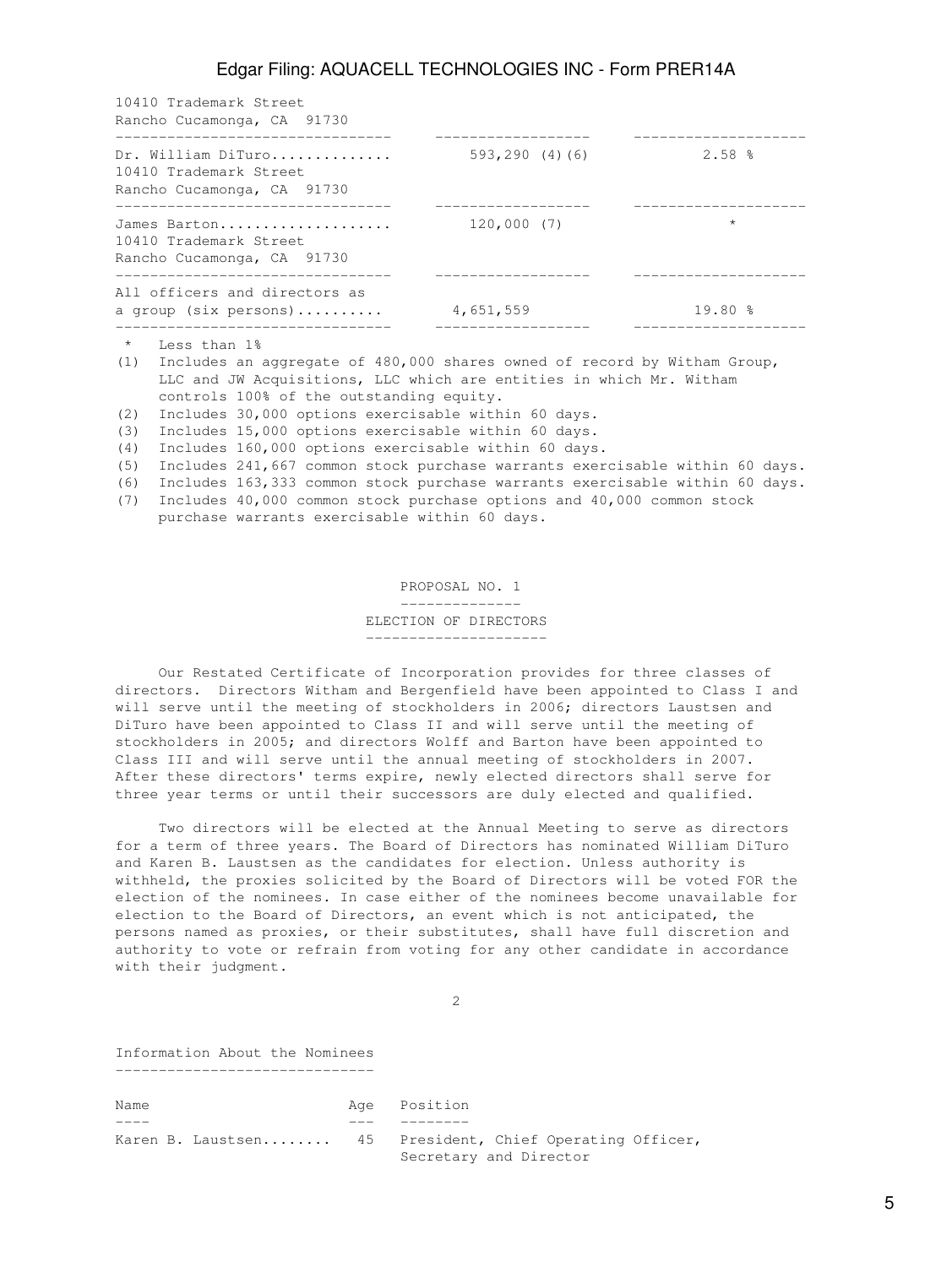| | | |
|---|---|---|
| 10410 Trademark Street<br>Rancho Cucamonga, CA 91730 | | |
| Dr. William DiTuro..............<br>10410 Trademark Street<br>Rancho Cucamonga, CA 91730 | 593,290 (4)(6) | 2.58 % |
| James Barton....................<br>10410 Trademark Street<br>Rancho Cucamonga, CA 91730 | 120,000 (7) | * |
| All officers and directors as a group (six persons).......... | 4,651,559 | 19.80 % |

\* Less than 1%

(1) Includes an aggregate of 480,000 shares owned of record by Witham Group, LLC and JW Acquisitions, LLC which are entities in which Mr. Witham controls 100% of the outstanding equity.

(2) Includes 30,000 options exercisable within 60 days.

(3) Includes 15,000 options exercisable within 60 days.

(4) Includes 160,000 options exercisable within 60 days.

(5) Includes 241,667 common stock purchase warrants exercisable within 60 days.

(6) Includes 163,333 common stock purchase warrants exercisable within 60 days.

(7) Includes 40,000 common stock purchase options and 40,000 common stock purchase warrants exercisable within 60 days.

## PROPOSAL NO. 1

## ELECTION OF DIRECTORS

Our Restated Certificate of Incorporation provides for three classes of directors. Directors Witham and Bergenfield have been appointed to Class I and will serve until the meeting of stockholders in 2006; directors Laustsen and DiTuro have been appointed to Class II and will serve until the meeting of stockholders in 2005; and directors Wolff and Barton have been appointed to Class III and will serve until the annual meeting of stockholders in 2007. After these directors' terms expire, newly elected directors shall serve for three year terms or until their successors are duly elected and qualified.

Two directors will be elected at the Annual Meeting to serve as directors for a term of three years. The Board of Directors has nominated William DiTuro and Karen B. Laustsen as the candidates for election. Unless authority is withheld, the proxies solicited by the Board of Directors will be voted FOR the election of the nominees. In case either of the nominees become unavailable for election to the Board of Directors, an event which is not anticipated, the persons named as proxies, or their substitutes, shall have full discretion and authority to vote or refrain from voting for any other candidate in accordance with their judgment.

### Information About the Nominees

| Name | Age | Position |
|---|---|---|
| Karen B. Laustsen........ | 45 | President, Chief Operating Officer, Secretary and Director |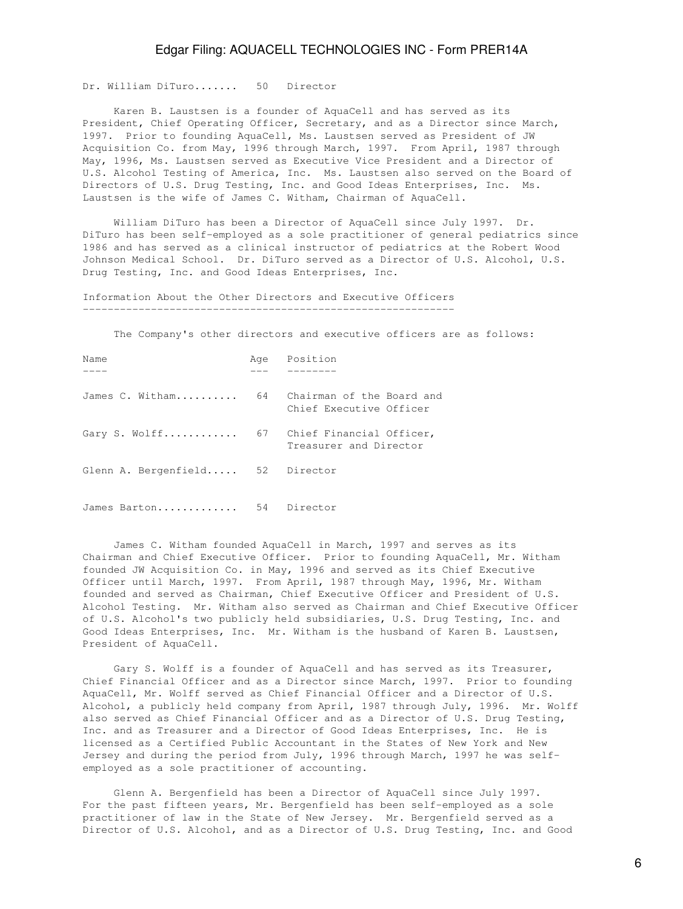| Name | Age | Position |
|---|---|---|
| Dr. William DiTuro....... | 50 | Director |

Karen B. Laustsen is a founder of AquaCell and has served as its President, Chief Operating Officer, Secretary, and as a Director since March, 1997. Prior to founding AquaCell, Ms. Laustsen served as President of JW Acquisition Co. from May, 1996 through March, 1997. From April, 1987 through May, 1996, Ms. Laustsen served as Executive Vice President and a Director of U.S. Alcohol Testing of America, Inc. Ms. Laustsen also served on the Board of Directors of U.S. Drug Testing, Inc. and Good Ideas Enterprises, Inc. Ms. Laustsen is the wife of James C. Witham, Chairman of AquaCell.

William DiTuro has been a Director of AquaCell since July 1997. Dr. DiTuro has been self-employed as a sole practitioner of general pediatrics since 1986 and has served as a clinical instructor of pediatrics at the Robert Wood Johnson Medical School. Dr. DiTuro served as a Director of U.S. Alcohol, U.S. Drug Testing, Inc. and Good Ideas Enterprises, Inc.

## Information About the Other Directors and Executive Officers

The Company's other directors and executive officers are as follows:

| Name | Age | Position |
|---|---|---|
| James C. Witham.......... | 64 | Chairman of the Board and Chief Executive Officer |
| Gary S. Wolff........... | 67 | Chief Financial Officer, Treasurer and Director |
| Glenn A. Bergenfield..... | 52 | Director |
| James Barton............. | 54 | Director |

James C. Witham founded AquaCell in March, 1997 and serves as its Chairman and Chief Executive Officer. Prior to founding AquaCell, Mr. Witham founded JW Acquisition Co. in May, 1996 and served as its Chief Executive Officer until March, 1997. From April, 1987 through May, 1996, Mr. Witham founded and served as Chairman, Chief Executive Officer and President of U.S. Alcohol Testing. Mr. Witham also served as Chairman and Chief Executive Officer of U.S. Alcohol's two publicly held subsidiaries, U.S. Drug Testing, Inc. and Good Ideas Enterprises, Inc. Mr. Witham is the husband of Karen B. Laustsen, President of AquaCell.

Gary S. Wolff is a founder of AquaCell and has served as its Treasurer, Chief Financial Officer and as a Director since March, 1997. Prior to founding AquaCell, Mr. Wolff served as Chief Financial Officer and a Director of U.S. Alcohol, a publicly held company from April, 1987 through July, 1996. Mr. Wolff also served as Chief Financial Officer and as a Director of U.S. Drug Testing, Inc. and as Treasurer and a Director of Good Ideas Enterprises, Inc. He is licensed as a Certified Public Accountant in the States of New York and New Jersey and during the period from July, 1996 through March, 1997 he was self-employed as a sole practitioner of accounting.

Glenn A. Bergenfield has been a Director of AquaCell since July 1997. For the past fifteen years, Mr. Bergenfield has been self-employed as a sole practitioner of law in the State of New Jersey. Mr. Bergenfield served as a Director of U.S. Alcohol, and as a Director of U.S. Drug Testing, Inc. and Good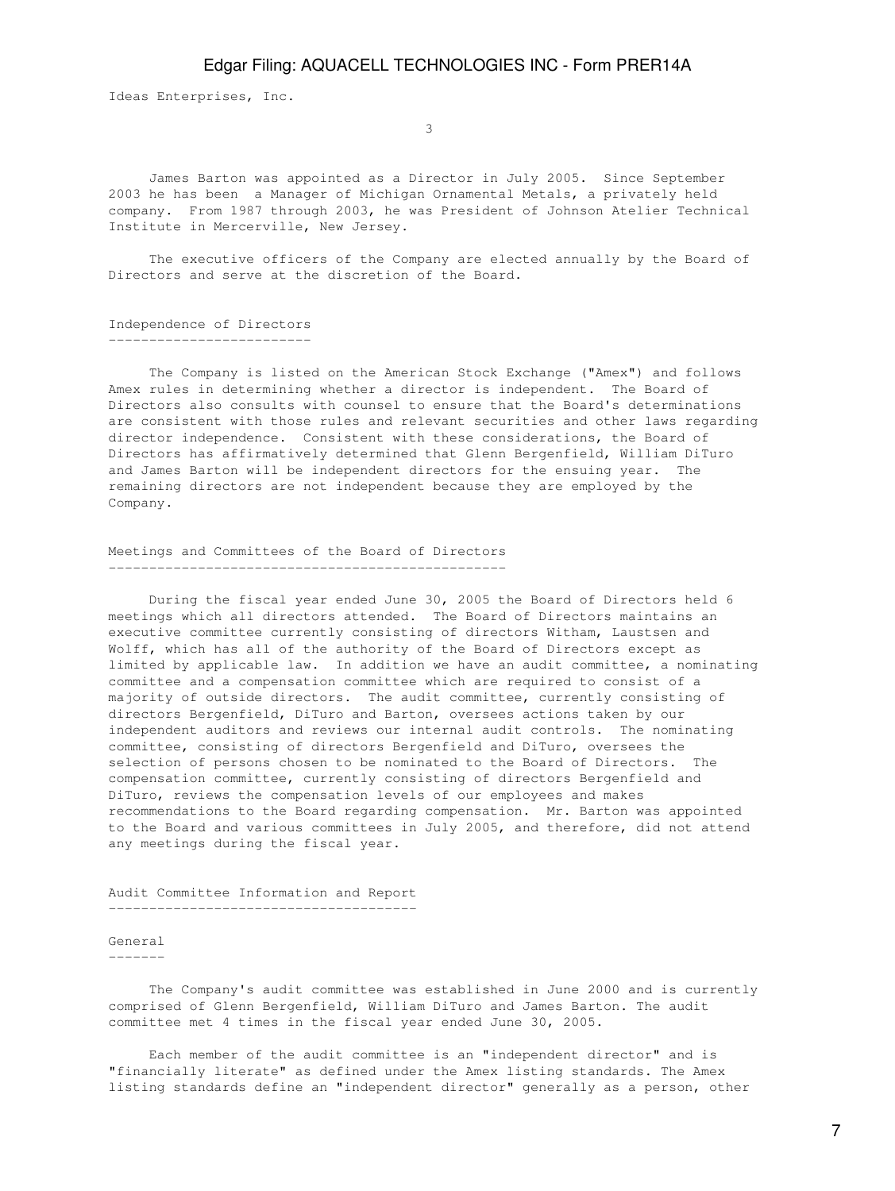Ideas Enterprises, Inc.

James Barton was appointed as a Director in July 2005. Since September 2003 he has been a Manager of Michigan Ornamental Metals, a privately held company. From 1987 through 2003, he was President of Johnson Atelier Technical Institute in Mercerville, New Jersey.

The executive officers of the Company are elected annually by the Board of Directors and serve at the discretion of the Board.

## Independence of Directors

The Company is listed on the American Stock Exchange ("Amex") and follows Amex rules in determining whether a director is independent. The Board of Directors also consults with counsel to ensure that the Board's determinations are consistent with those rules and relevant securities and other laws regarding director independence. Consistent with these considerations, the Board of Directors has affirmatively determined that Glenn Bergenfield, William DiTuro and James Barton will be independent directors for the ensuing year. The remaining directors are not independent because they are employed by the Company.

## Meetings and Committees of the Board of Directors

During the fiscal year ended June 30, 2005 the Board of Directors held 6 meetings which all directors attended. The Board of Directors maintains an executive committee currently consisting of directors Witham, Laustsen and Wolff, which has all of the authority of the Board of Directors except as limited by applicable law. In addition we have an audit committee, a nominating committee and a compensation committee which are required to consist of a majority of outside directors. The audit committee, currently consisting of directors Bergenfield, DiTuro and Barton, oversees actions taken by our independent auditors and reviews our internal audit controls. The nominating committee, consisting of directors Bergenfield and DiTuro, oversees the selection of persons chosen to be nominated to the Board of Directors. The compensation committee, currently consisting of directors Bergenfield and DiTuro, reviews the compensation levels of our employees and makes recommendations to the Board regarding compensation. Mr. Barton was appointed to the Board and various committees in July 2005, and therefore, did not attend any meetings during the fiscal year.

## Audit Committee Information and Report

### General

The Company's audit committee was established in June 2000 and is currently comprised of Glenn Bergenfield, William DiTuro and James Barton. The audit committee met 4 times in the fiscal year ended June 30, 2005.

Each member of the audit committee is an "independent director" and is "financially literate" as defined under the Amex listing standards. The Amex listing standards define an "independent director" generally as a person, other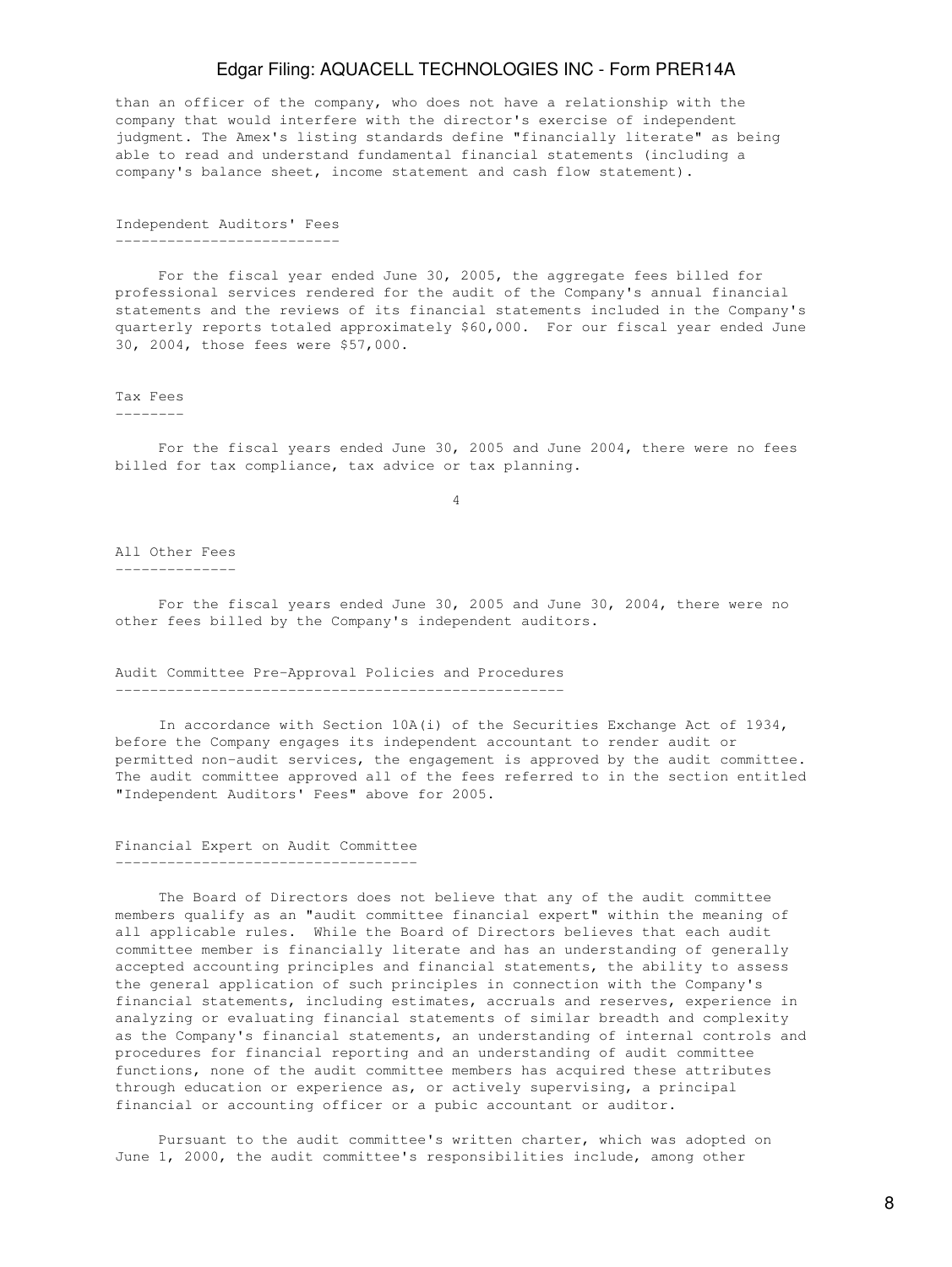than an officer of the company, who does not have a relationship with the company that would interfere with the director's exercise of independent judgment. The Amex's listing standards define "financially literate" as being able to read and understand fundamental financial statements (including a company's balance sheet, income statement and cash flow statement).

## Independent Auditors' Fees

For the fiscal year ended June 30, 2005, the aggregate fees billed for professional services rendered for the audit of the Company's annual financial statements and the reviews of its financial statements included in the Company's quarterly reports totaled approximately $60,000. For our fiscal year ended June 30, 2004, those fees were $57,000.

## Tax Fees

For the fiscal years ended June 30, 2005 and June 2004, there were no fees billed for tax compliance, tax advice or tax planning.

## All Other Fees

For the fiscal years ended June 30, 2005 and June 30, 2004, there were no other fees billed by the Company's independent auditors.

## Audit Committee Pre-Approval Policies and Procedures

In accordance with Section 10A(i) of the Securities Exchange Act of 1934, before the Company engages its independent accountant to render audit or permitted non-audit services, the engagement is approved by the audit committee. The audit committee approved all of the fees referred to in the section entitled "Independent Auditors' Fees" above for 2005.

## Financial Expert on Audit Committee

The Board of Directors does not believe that any of the audit committee members qualify as an "audit committee financial expert" within the meaning of all applicable rules. While the Board of Directors believes that each audit committee member is financially literate and has an understanding of generally accepted accounting principles and financial statements, the ability to assess the general application of such principles in connection with the Company's financial statements, including estimates, accruals and reserves, experience in analyzing or evaluating financial statements of similar breadth and complexity as the Company's financial statements, an understanding of internal controls and procedures for financial reporting and an understanding of audit committee functions, none of the audit committee members has acquired these attributes through education or experience as, or actively supervising, a principal financial or accounting officer or a pubic accountant or auditor.

Pursuant to the audit committee's written charter, which was adopted on June 1, 2000, the audit committee's responsibilities include, among other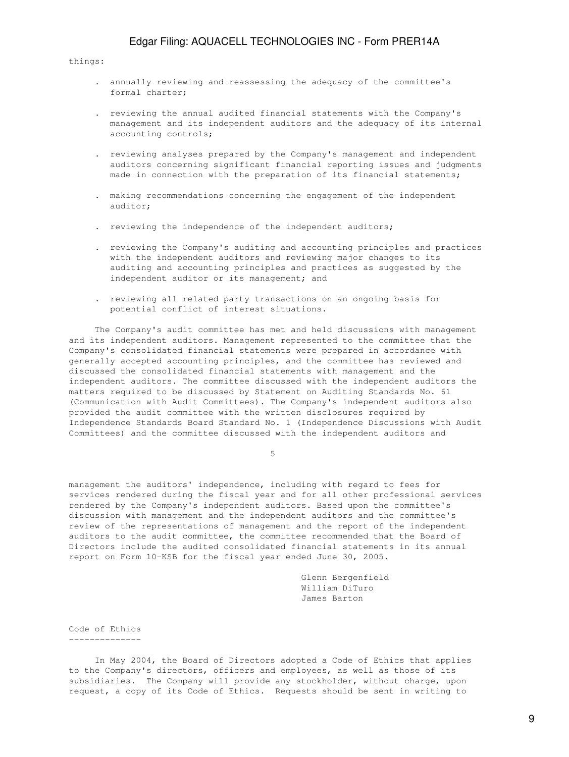things:

- annually reviewing and reassessing the adequacy of the committee's formal charter;
- reviewing the annual audited financial statements with the Company's management and its independent auditors and the adequacy of its internal accounting controls;
- reviewing analyses prepared by the Company's management and independent auditors concerning significant financial reporting issues and judgments made in connection with the preparation of its financial statements;
- making recommendations concerning the engagement of the independent auditor;
- reviewing the independence of the independent auditors;
- reviewing the Company's auditing and accounting principles and practices with the independent auditors and reviewing major changes to its auditing and accounting principles and practices as suggested by the independent auditor or its management; and
- reviewing all related party transactions on an ongoing basis for potential conflict of interest situations.

The Company's audit committee has met and held discussions with management and its independent auditors. Management represented to the committee that the Company's consolidated financial statements were prepared in accordance with generally accepted accounting principles, and the committee has reviewed and discussed the consolidated financial statements with management and the independent auditors. The committee discussed with the independent auditors the matters required to be discussed by Statement on Auditing Standards No. 61 (Communication with Audit Committees). The Company's independent auditors also provided the audit committee with the written disclosures required by Independence Standards Board Standard No. 1 (Independence Discussions with Audit Committees) and the committee discussed with the independent auditors and management the auditors' independence, including with regard to fees for services rendered during the fiscal year and for all other professional services rendered by the Company's independent auditors. Based upon the committee's discussion with management and the independent auditors and the committee's review of the representations of management and the report of the independent auditors to the audit committee, the committee recommended that the Board of Directors include the audited consolidated financial statements in its annual report on Form 10-KSB for the fiscal year ended June 30, 2005.

Glenn Bergenfield
William DiTuro
James Barton

## Code of Ethics

In May 2004, the Board of Directors adopted a Code of Ethics that applies to the Company's directors, officers and employees, as well as those of its subsidiaries. The Company will provide any stockholder, without charge, upon request, a copy of its Code of Ethics. Requests should be sent in writing to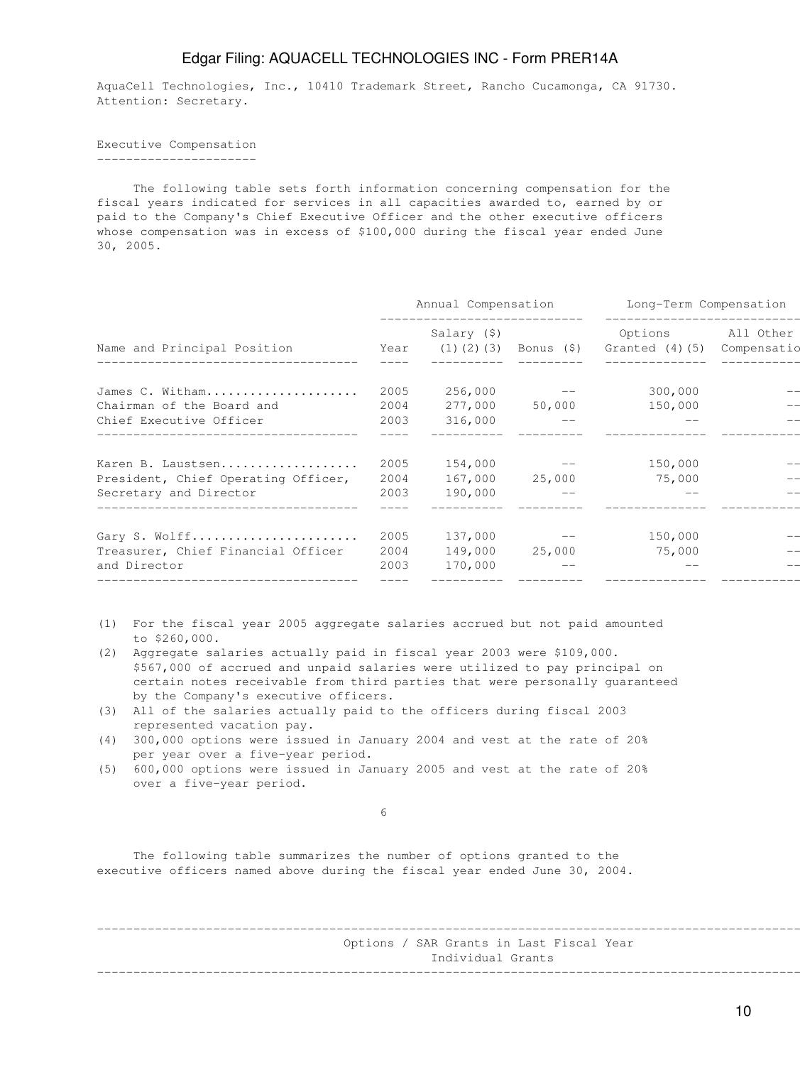AquaCell Technologies, Inc., 10410 Trademark Street, Rancho Cucamonga, CA 91730. Attention: Secretary.

## Executive Compensation

The following table sets forth information concerning compensation for the fiscal years indicated for services in all capacities awarded to, earned by or paid to the Company's Chief Executive Officer and the other executive officers whose compensation was in excess of $100,000 during the fiscal year ended June 30, 2005.

| | | Annual Compensation | | Long-Term Compensation | |
|---|---|---|---|---|---|
| Name and Principal Position | Year | Salary ($) (1)(2)(3) | Bonus ($) | Options Granted (4)(5) | All Other Compensatio |
| James C. Witham.................... Chairman of the Board and Chief Executive Officer | 2005 | 256,000 | -- | 300,000 | -- |
| | 2004 | 277,000 | 50,000 | 150,000 | -- |
| | 2003 | 316,000 | -- | -- | -- |
| Karen B. Laustsen.................. President, Chief Operating Officer, Secretary and Director | 2005 | 154,000 | -- | 150,000 | -- |
| | 2004 | 167,000 | 25,000 | 75,000 | -- |
| | 2003 | 190,000 | -- | -- | -- |
| Gary S. Wolff...................... Treasurer, Chief Financial Officer and Director | 2005 | 137,000 | -- | 150,000 | -- |
| | 2004 | 149,000 | 25,000 | 75,000 | -- |
| | 2003 | 170,000 | -- | -- | -- |

(1) For the fiscal year 2005 aggregate salaries accrued but not paid amounted to $260,000.

(2) Aggregate salaries actually paid in fiscal year 2003 were $109,000. $567,000 of accrued and unpaid salaries were utilized to pay principal on certain notes receivable from third parties that were personally guaranteed by the Company's executive officers.

(3) All of the salaries actually paid to the officers during fiscal 2003 represented vacation pay.

(4) 300,000 options were issued in January 2004 and vest at the rate of 20% per year over a five-year period.

(5) 600,000 options were issued in January 2005 and vest at the rate of 20% over a five-year period.

The following table summarizes the number of options granted to the executive officers named above during the fiscal year ended June 30, 2004.

Options / SAR Grants in Last Fiscal Year
Individual Grants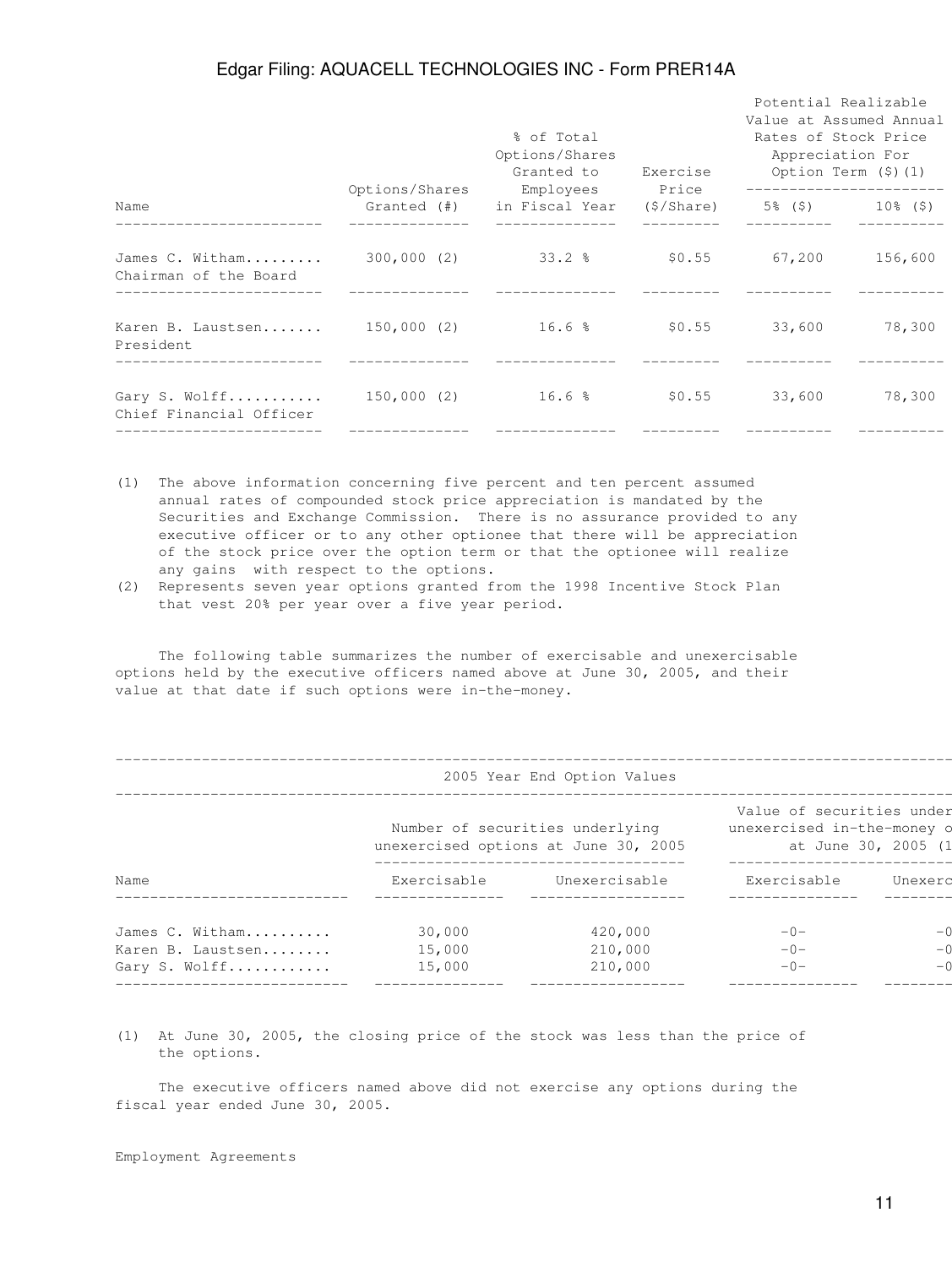| Name | Options/Shares Granted (#) | % of Total Options/Shares Granted to Employees in Fiscal Year | Exercise Price ($/Share) | Potential Realizable Value at Assumed Annual Rates of Stock Price Appreciation For Option Term ($)(1) | |
|---|---|---|---|---|---|
| | | | | 5% ($) | 10% ($) |
| James C. Witham......... Chairman of the Board | 300,000 (2) | 33.2 % | $0.55 | 67,200 | 156,600 |
| Karen B. Laustsen....... President | 150,000 (2) | 16.6 % | $0.55 | 33,600 | 78,300 |
| Gary S. Wolff........... Chief Financial Officer | 150,000 (2) | 16.6 % | $0.55 | 33,600 | 78,300 |

(1) The above information concerning five percent and ten percent assumed annual rates of compounded stock price appreciation is mandated by the Securities and Exchange Commission. There is no assurance provided to any executive officer or to any other optionee that there will be appreciation of the stock price over the option term or that the optionee will realize any gains with respect to the options.

(2) Represents seven year options granted from the 1998 Incentive Stock Plan that vest 20% per year over a five year period.

The following table summarizes the number of exercisable and unexercisable options held by the executive officers named above at June 30, 2005, and their value at that date if such options were in-the-money.

2005 Year End Option Values

| Name | Number of securities underlying unexercised options at June 30, 2005 | | Value of securities under unexercised in-the-money o at June 30, 2005 (1 | |
|---|---|---|---|---|
| | Exercisable | Unexercisable | Exercisable | Unexerc |
| James C. Witham.......... | 30,000 | 420,000 | -0- | -0 |
| Karen B. Laustsen........ | 15,000 | 210,000 | -0- | -0 |
| Gary S. Wolff............ | 15,000 | 210,000 | -0- | -0 |

(1) At June 30, 2005, the closing price of the stock was less than the price of the options.

The executive officers named above did not exercise any options during the fiscal year ended June 30, 2005.

Employment Agreements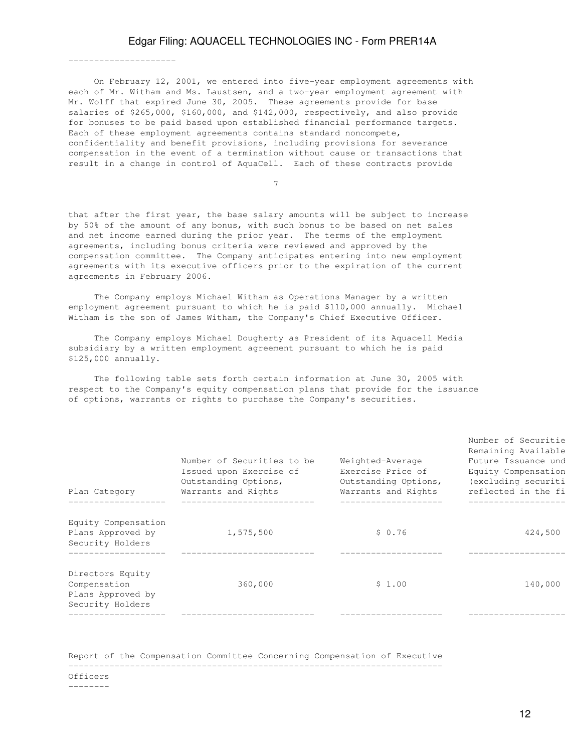On February 12, 2001, we entered into five-year employment agreements with each of Mr. Witham and Ms. Laustsen, and a two-year employment agreement with Mr. Wolff that expired June 30, 2005. These agreements provide for base salaries of $265,000, $160,000, and $142,000, respectively, and also provide for bonuses to be paid based upon established financial performance targets. Each of these employment agreements contains standard noncompete, confidentiality and benefit provisions, including provisions for severance compensation in the event of a termination without cause or transactions that result in a change in control of AquaCell. Each of these contracts provide

that after the first year, the base salary amounts will be subject to increase by 50% of the amount of any bonus, with such bonus to be based on net sales and net income earned during the prior year. The terms of the employment agreements, including bonus criteria were reviewed and approved by the compensation committee. The Company anticipates entering into new employment agreements with its executive officers prior to the expiration of the current agreements in February 2006.

The Company employs Michael Witham as Operations Manager by a written employment agreement pursuant to which he is paid $110,000 annually. Michael Witham is the son of James Witham, the Company's Chief Executive Officer.

The Company employs Michael Dougherty as President of its Aquacell Media subsidiary by a written employment agreement pursuant to which he is paid $125,000 annually.

The following table sets forth certain information at June 30, 2005 with respect to the Company's equity compensation plans that provide for the issuance of options, warrants or rights to purchase the Company's securities.

| Plan Category | Number of Securities to be Issued upon Exercise of Outstanding Options, Warrants and Rights | Weighted-Average Exercise Price of Outstanding Options, Warrants and Rights | Number of Securitie Remaining Available Future Issuance und Equity Compensation (excluding securiti reflected in the fi |
|---|---|---|---|
| Equity Compensation Plans Approved by Security Holders | 1,575,500 | $ 0.76 | 424,500 |
| Directors Equity Compensation Plans Approved by Security Holders | 360,000 | $ 1.00 | 140,000 |

Report of the Compensation Committee Concerning Compensation of Executive Officers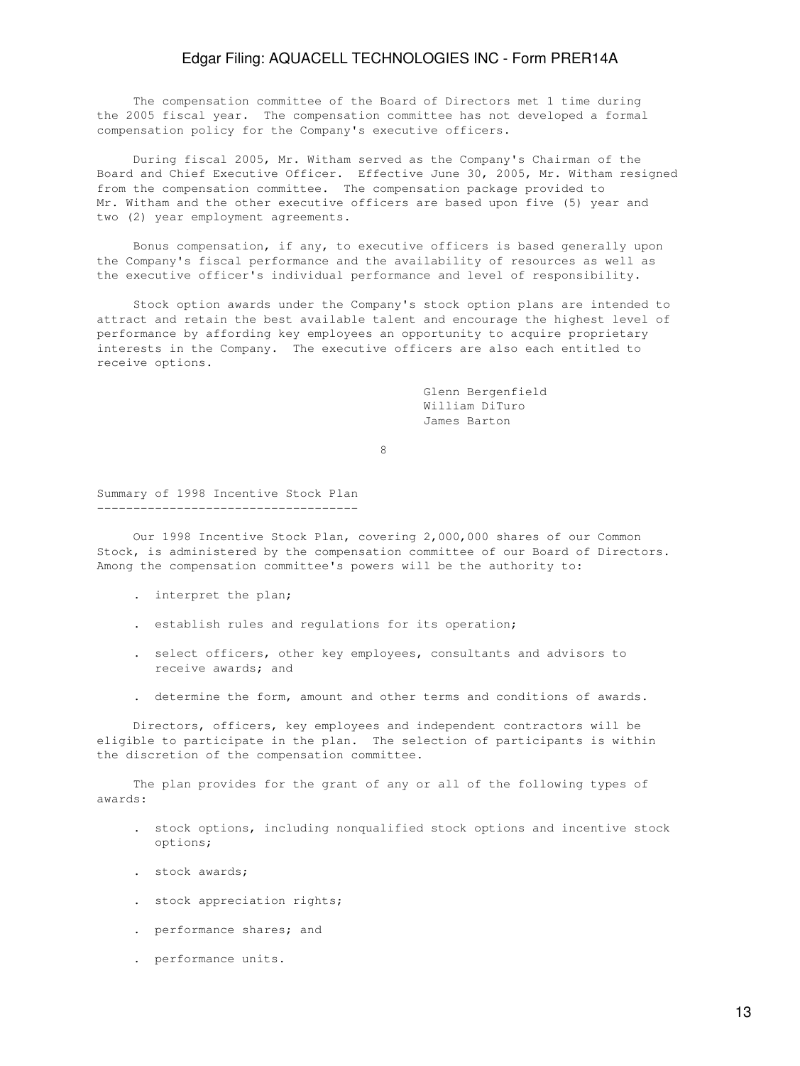The compensation committee of the Board of Directors met 1 time during the 2005 fiscal year. The compensation committee has not developed a formal compensation policy for the Company's executive officers.

During fiscal 2005, Mr. Witham served as the Company's Chairman of the Board and Chief Executive Officer. Effective June 30, 2005, Mr. Witham resigned from the compensation committee. The compensation package provided to Mr. Witham and the other executive officers are based upon five (5) year and two (2) year employment agreements.

Bonus compensation, if any, to executive officers is based generally upon the Company's fiscal performance and the availability of resources as well as the executive officer's individual performance and level of responsibility.

Stock option awards under the Company's stock option plans are intended to attract and retain the best available talent and encourage the highest level of performance by affording key employees an opportunity to acquire proprietary interests in the Company. The executive officers are also each entitled to receive options.

Glenn Bergenfield
William DiTuro
James Barton

## Summary of 1998 Incentive Stock Plan

Our 1998 Incentive Stock Plan, covering 2,000,000 shares of our Common Stock, is administered by the compensation committee of our Board of Directors. Among the compensation committee's powers will be the authority to:

- interpret the plan;
- establish rules and regulations for its operation;
- select officers, other key employees, consultants and advisors to receive awards; and
- determine the form, amount and other terms and conditions of awards.

Directors, officers, key employees and independent contractors will be eligible to participate in the plan. The selection of participants is within the discretion of the compensation committee.

The plan provides for the grant of any or all of the following types of awards:

- stock options, including nonqualified stock options and incentive stock options;
- stock awards;
- stock appreciation rights;
- performance shares; and
- performance units.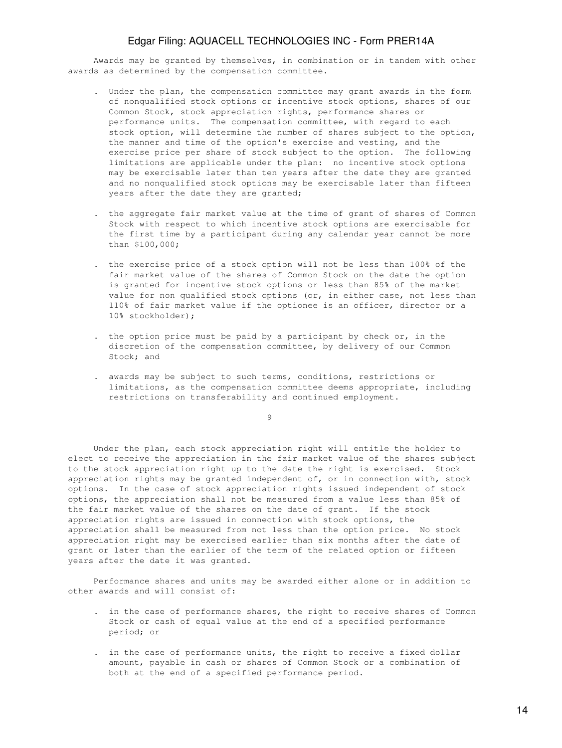Awards may be granted by themselves, in combination or in tandem with other awards as determined by the compensation committee.

- Under the plan, the compensation committee may grant awards in the form of nonqualified stock options or incentive stock options, shares of our Common Stock, stock appreciation rights, performance shares or performance units. The compensation committee, with regard to each stock option, will determine the number of shares subject to the option, the manner and time of the option's exercise and vesting, and the exercise price per share of stock subject to the option. The following limitations are applicable under the plan: no incentive stock options may be exercisable later than ten years after the date they are granted and no nonqualified stock options may be exercisable later than fifteen years after the date they are granted;

- the aggregate fair market value at the time of grant of shares of Common Stock with respect to which incentive stock options are exercisable for the first time by a participant during any calendar year cannot be more than $100,000;

- the exercise price of a stock option will not be less than 100% of the fair market value of the shares of Common Stock on the date the option is granted for incentive stock options or less than 85% of the market value for non qualified stock options (or, in either case, not less than 110% of fair market value if the optionee is an officer, director or a 10% stockholder);

- the option price must be paid by a participant by check or, in the discretion of the compensation committee, by delivery of our Common Stock; and

- awards may be subject to such terms, conditions, restrictions or limitations, as the compensation committee deems appropriate, including restrictions on transferability and continued employment.

Under the plan, each stock appreciation right will entitle the holder to elect to receive the appreciation in the fair market value of the shares subject to the stock appreciation right up to the date the right is exercised. Stock appreciation rights may be granted independent of, or in connection with, stock options. In the case of stock appreciation rights issued independent of stock options, the appreciation shall not be measured from a value less than 85% of the fair market value of the shares on the date of grant. If the stock appreciation rights are issued in connection with stock options, the appreciation shall be measured from not less than the option price. No stock appreciation right may be exercised earlier than six months after the date of grant or later than the earlier of the term of the related option or fifteen years after the date it was granted.

Performance shares and units may be awarded either alone or in addition to other awards and will consist of:

- in the case of performance shares, the right to receive shares of Common Stock or cash of equal value at the end of a specified performance period; or

- in the case of performance units, the right to receive a fixed dollar amount, payable in cash or shares of Common Stock or a combination of both at the end of a specified performance period.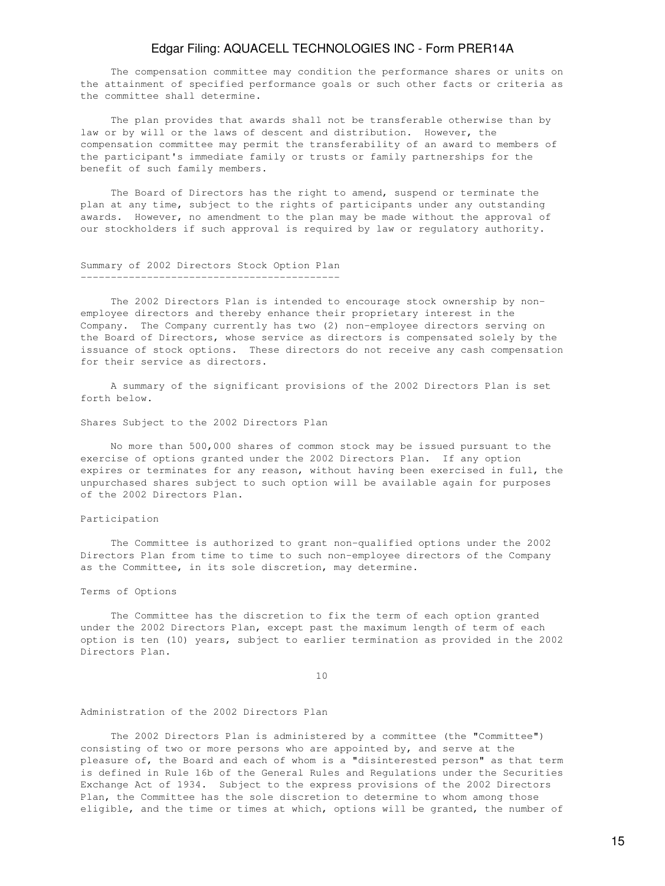The compensation committee may condition the performance shares or units on the attainment of specified performance goals or such other facts or criteria as the committee shall determine.

The plan provides that awards shall not be transferable otherwise than by law or by will or the laws of descent and distribution. However, the compensation committee may permit the transferability of an award to members of the participant's immediate family or trusts or family partnerships for the benefit of such family members.

The Board of Directors has the right to amend, suspend or terminate the plan at any time, subject to the rights of participants under any outstanding awards. However, no amendment to the plan may be made without the approval of our stockholders if such approval is required by law or regulatory authority.

## Summary of 2002 Directors Stock Option Plan

The 2002 Directors Plan is intended to encourage stock ownership by non-employee directors and thereby enhance their proprietary interest in the Company. The Company currently has two (2) non-employee directors serving on the Board of Directors, whose service as directors is compensated solely by the issuance of stock options. These directors do not receive any cash compensation for their service as directors.

A summary of the significant provisions of the 2002 Directors Plan is set forth below.

### Shares Subject to the 2002 Directors Plan

No more than 500,000 shares of common stock may be issued pursuant to the exercise of options granted under the 2002 Directors Plan. If any option expires or terminates for any reason, without having been exercised in full, the unpurchased shares subject to such option will be available again for purposes of the 2002 Directors Plan.

### Participation

The Committee is authorized to grant non-qualified options under the 2002 Directors Plan from time to time to such non-employee directors of the Company as the Committee, in its sole discretion, may determine.

### Terms of Options

The Committee has the discretion to fix the term of each option granted under the 2002 Directors Plan, except past the maximum length of term of each option is ten (10) years, subject to earlier termination as provided in the 2002 Directors Plan.

### Administration of the 2002 Directors Plan

The 2002 Directors Plan is administered by a committee (the "Committee") consisting of two or more persons who are appointed by, and serve at the pleasure of, the Board and each of whom is a "disinterested person" as that term is defined in Rule 16b of the General Rules and Regulations under the Securities Exchange Act of 1934. Subject to the express provisions of the 2002 Directors Plan, the Committee has the sole discretion to determine to whom among those eligible, and the time or times at which, options will be granted, the number of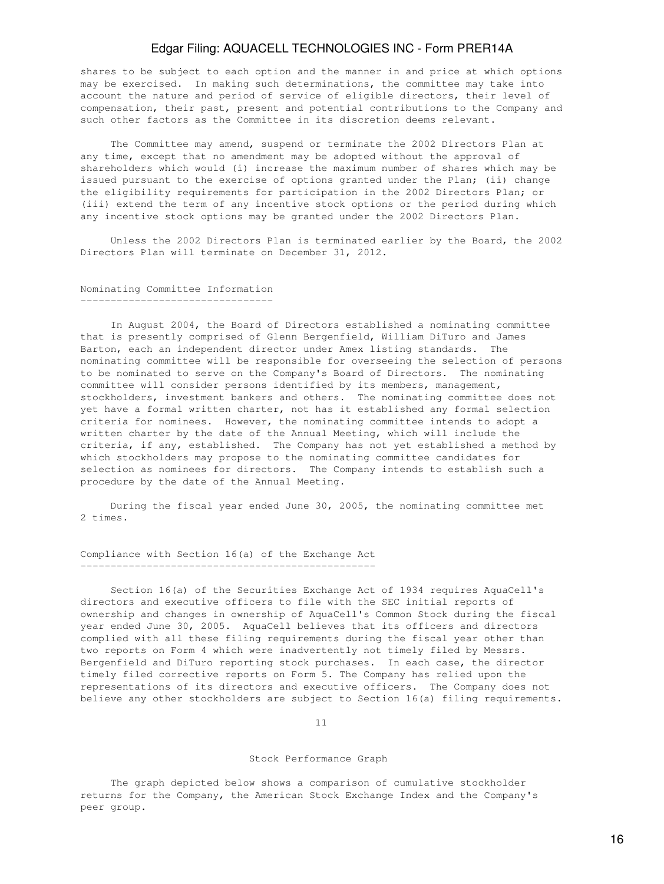shares to be subject to each option and the manner in and price at which options may be exercised. In making such determinations, the committee may take into account the nature and period of service of eligible directors, their level of compensation, their past, present and potential contributions to the Company and such other factors as the Committee in its discretion deems relevant.

The Committee may amend, suspend or terminate the 2002 Directors Plan at any time, except that no amendment may be adopted without the approval of shareholders which would (i) increase the maximum number of shares which may be issued pursuant to the exercise of options granted under the Plan; (ii) change the eligibility requirements for participation in the 2002 Directors Plan; or (iii) extend the term of any incentive stock options or the period during which any incentive stock options may be granted under the 2002 Directors Plan.

Unless the 2002 Directors Plan is terminated earlier by the Board, the 2002 Directors Plan will terminate on December 31, 2012.

## Nominating Committee Information

In August 2004, the Board of Directors established a nominating committee that is presently comprised of Glenn Bergenfield, William DiTuro and James Barton, each an independent director under Amex listing standards. The nominating committee will be responsible for overseeing the selection of persons to be nominated to serve on the Company's Board of Directors. The nominating committee will consider persons identified by its members, management, stockholders, investment bankers and others. The nominating committee does not yet have a formal written charter, not has it established any formal selection criteria for nominees. However, the nominating committee intends to adopt a written charter by the date of the Annual Meeting, which will include the criteria, if any, established. The Company has not yet established a method by which stockholders may propose to the nominating committee candidates for selection as nominees for directors. The Company intends to establish such a procedure by the date of the Annual Meeting.

During the fiscal year ended June 30, 2005, the nominating committee met 2 times.

## Compliance with Section 16(a) of the Exchange Act

Section 16(a) of the Securities Exchange Act of 1934 requires AquaCell's directors and executive officers to file with the SEC initial reports of ownership and changes in ownership of AquaCell's Common Stock during the fiscal year ended June 30, 2005. AquaCell believes that its officers and directors complied with all these filing requirements during the fiscal year other than two reports on Form 4 which were inadvertently not timely filed by Messrs. Bergenfield and DiTuro reporting stock purchases. In each case, the director timely filed corrective reports on Form 5. The Company has relied upon the representations of its directors and executive officers. The Company does not believe any other stockholders are subject to Section 16(a) filing requirements.

## Stock Performance Graph

The graph depicted below shows a comparison of cumulative stockholder returns for the Company, the American Stock Exchange Index and the Company's peer group.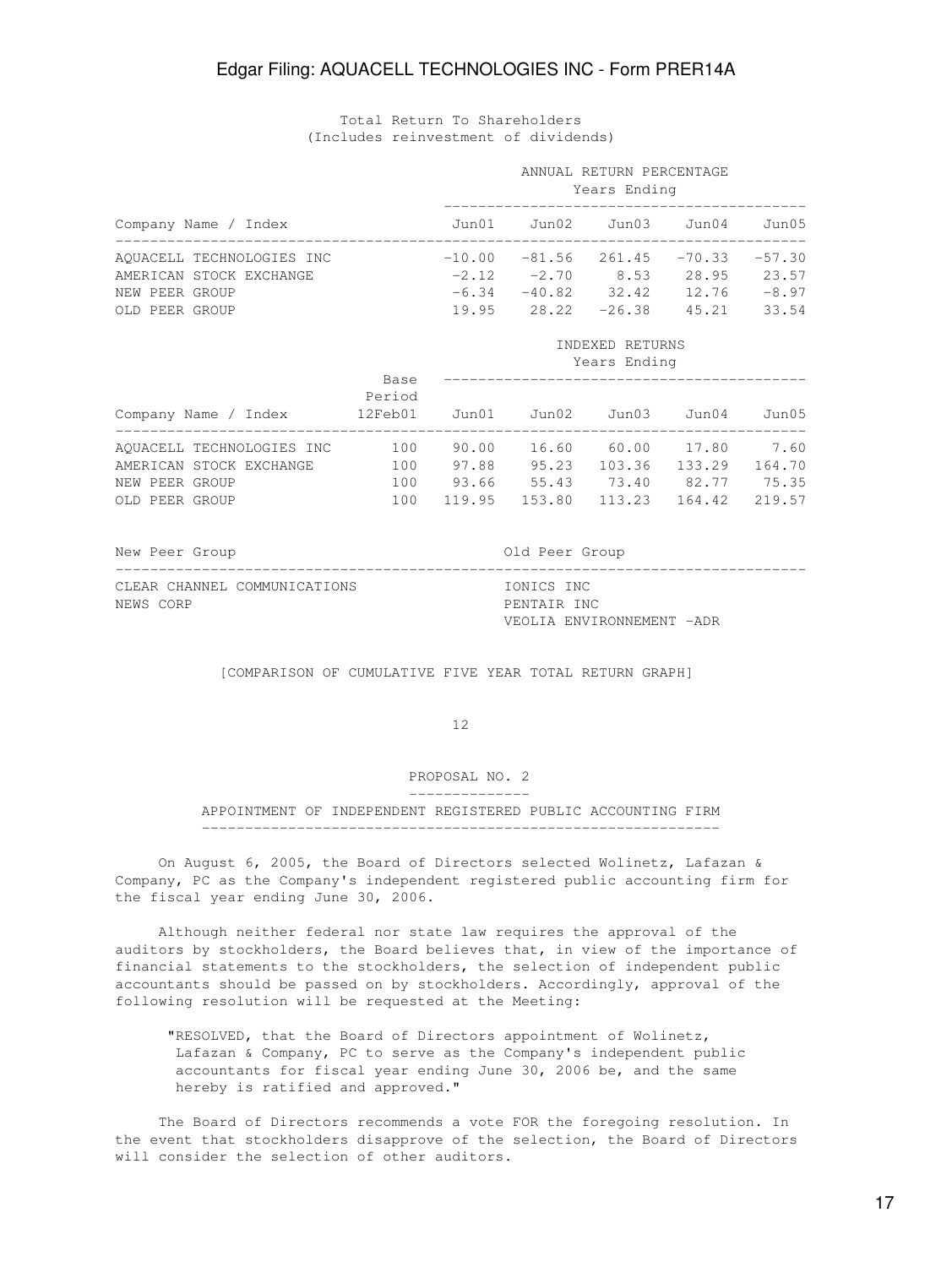Total Return To Shareholders
(Includes reinvestment of dividends)

| Company Name / Index | ANNUAL RETURN PERCENTAGE Years Ending | | | | |
|---|---|---|---|---|---|
| | Jun01 | Jun02 | Jun03 | Jun04 | Jun05 |
| AQUACELL TECHNOLOGIES INC | -10.00 | -81.56 | 261.45 | -70.33 | -57.30 |
| AMERICAN STOCK EXCHANGE | -2.12 | -2.70 | 8.53 | 28.95 | 23.57 |
| NEW PEER GROUP | -6.34 | -40.82 | 32.42 | 12.76 | -8.97 |
| OLD PEER GROUP | 19.95 | 28.22 | -26.38 | 45.21 | 33.54 |

| Company Name / Index | Base Period 12Feb01 | INDEXED RETURNS Years Ending | | | | |
|---|---|---|---|---|---|---|
| | | Jun01 | Jun02 | Jun03 | Jun04 | Jun05 |
| AQUACELL TECHNOLOGIES INC | 100 | 90.00 | 16.60 | 60.00 | 17.80 | 7.60 |
| AMERICAN STOCK EXCHANGE | 100 | 97.88 | 95.23 | 103.36 | 133.29 | 164.70 |
| NEW PEER GROUP | 100 | 93.66 | 55.43 | 73.40 | 82.77 | 75.35 |
| OLD PEER GROUP | 100 | 119.95 | 153.80 | 113.23 | 164.42 | 219.57 |

| New Peer Group | Old Peer Group |
|---|---|
| CLEAR CHANNEL COMMUNICATIONS | IONICS INC |
| NEWS CORP | PENTAIR INC |
| | VEOLIA ENVIRONNEMENT -ADR |

[COMPARISON OF CUMULATIVE FIVE YEAR TOTAL RETURN GRAPH]

## PROPOSAL NO. 2

## APPOINTMENT OF INDEPENDENT REGISTERED PUBLIC ACCOUNTING FIRM

On August 6, 2005, the Board of Directors selected Wolinetz, Lafazan & Company, PC as the Company's independent registered public accounting firm for the fiscal year ending June 30, 2006.

Although neither federal nor state law requires the approval of the auditors by stockholders, the Board believes that, in view of the importance of financial statements to the stockholders, the selection of independent public accountants should be passed on by stockholders. Accordingly, approval of the following resolution will be requested at the Meeting:

"RESOLVED, that the Board of Directors appointment of Wolinetz, Lafazan & Company, PC to serve as the Company's independent public accountants for fiscal year ending June 30, 2006 be, and the same hereby is ratified and approved."

The Board of Directors recommends a vote FOR the foregoing resolution. In the event that stockholders disapprove of the selection, the Board of Directors will consider the selection of other auditors.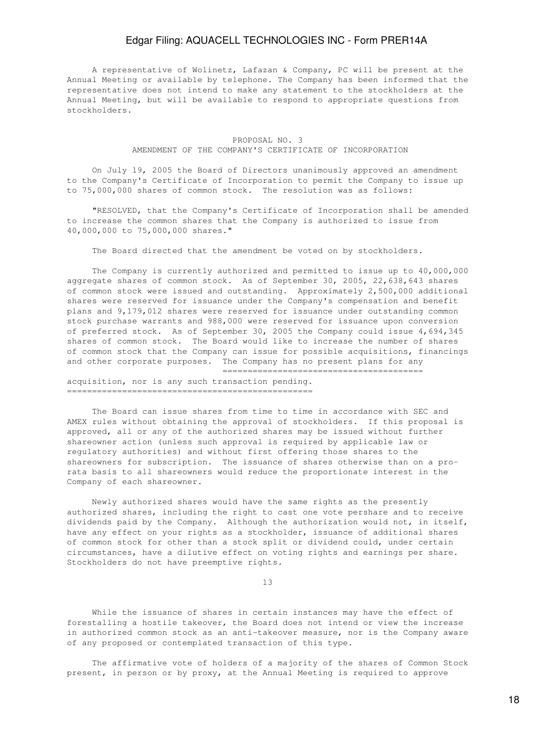A representative of Wolinetz, Lafazan & Company, PC will be present at the Annual Meeting or available by telephone. The Company has been informed that the representative does not intend to make any statement to the stockholders at the Annual Meeting, but will be available to respond to appropriate questions from stockholders.

## PROPOSAL NO. 3
## AMENDMENT OF THE COMPANY'S CERTIFICATE OF INCORPORATION

On July 19, 2005 the Board of Directors unanimously approved an amendment to the Company's Certificate of Incorporation to permit the Company to issue up to 75,000,000 shares of common stock. The resolution was as follows:

"RESOLVED, that the Company's Certificate of Incorporation shall be amended to increase the common shares that the Company is authorized to issue from 40,000,000 to 75,000,000 shares."

The Board directed that the amendment be voted on by stockholders.

The Company is currently authorized and permitted to issue up to 40,000,000 aggregate shares of common stock. As of September 30, 2005, 22,638,643 shares of common stock were issued and outstanding. Approximately 2,500,000 additional shares were reserved for issuance under the Company's compensation and benefit plans and 9,179,012 shares were reserved for issuance under outstanding common stock purchase warrants and 988,000 were reserved for issuance upon conversion of preferred stock. As of September 30, 2005 the Company could issue 4,694,345 shares of common stock. The Board would like to increase the number of shares of common stock that the Company can issue for possible acquisitions, financings and other corporate purposes. The Company has no present plans for any acquisition, nor is any such transaction pending.

The Board can issue shares from time to time in accordance with SEC and AMEX rules without obtaining the approval of stockholders. If this proposal is approved, all or any of the authorized shares may be issued without further shareowner action (unless such approval is required by applicable law or regulatory authorities) and without first offering those shares to the shareowners for subscription. The issuance of shares otherwise than on a pro-rata basis to all shareowners would reduce the proportionate interest in the Company of each shareowner.

Newly authorized shares would have the same rights as the presently authorized shares, including the right to cast one vote pershare and to receive dividends paid by the Company. Although the authorization would not, in itself, have any effect on your rights as a stockholder, issuance of additional shares of common stock for other than a stock split or dividend could, under certain circumstances, have a dilutive effect on voting rights and earnings per share. Stockholders do not have preemptive rights.

While the issuance of shares in certain instances may have the effect of forestalling a hostile takeover, the Board does not intend or view the increase in authorized common stock as an anti-takeover measure, nor is the Company aware of any proposed or contemplated transaction of this type.

The affirmative vote of holders of a majority of the shares of Common Stock present, in person or by proxy, at the Annual Meeting is required to approve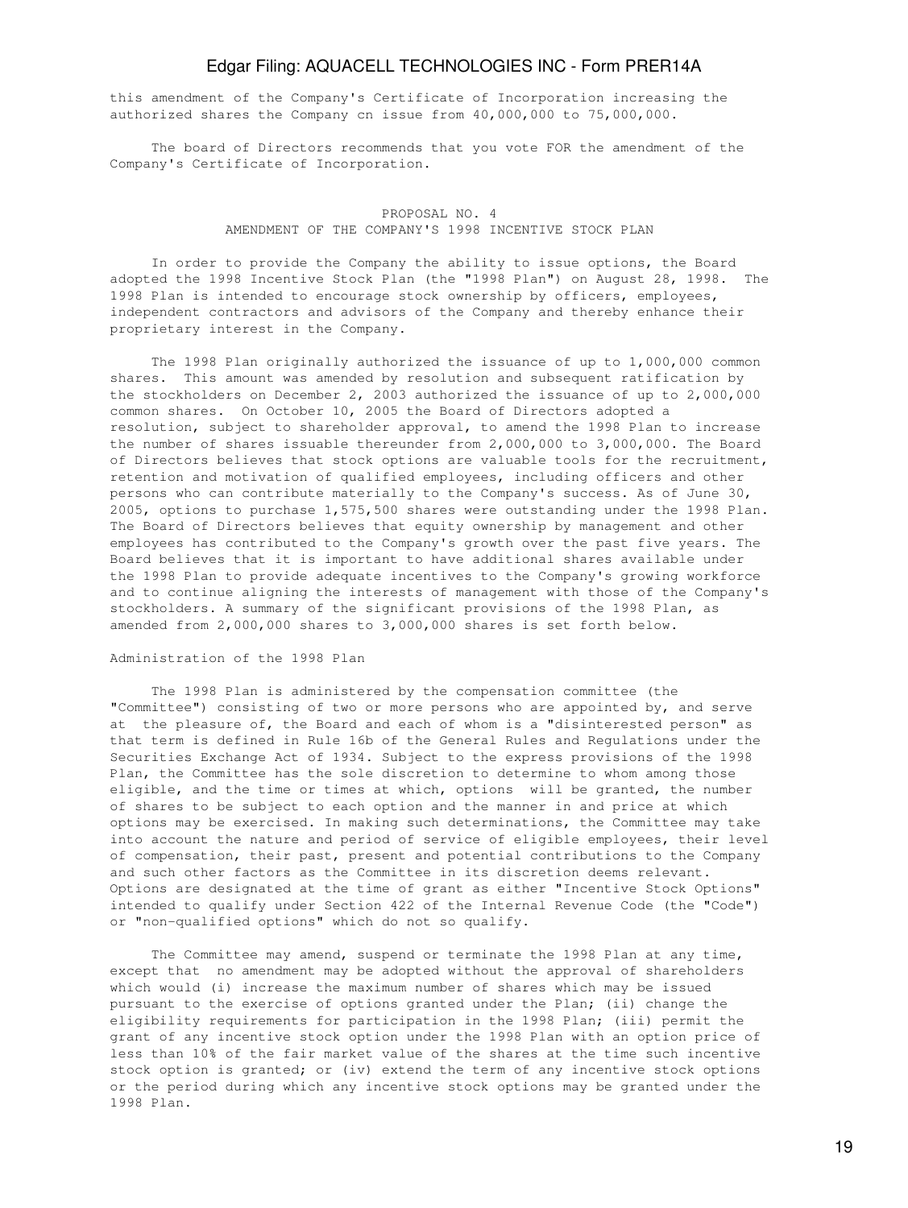this amendment of the Company's Certificate of Incorporation increasing the authorized shares the Company cn issue from 40,000,000 to 75,000,000.

The board of Directors recommends that you vote FOR the amendment of the Company's Certificate of Incorporation.

## PROPOSAL NO. 4
## AMENDMENT OF THE COMPANY'S 1998 INCENTIVE STOCK PLAN

In order to provide the Company the ability to issue options, the Board adopted the 1998 Incentive Stock Plan (the "1998 Plan") on August 28, 1998. The 1998 Plan is intended to encourage stock ownership by officers, employees, independent contractors and advisors of the Company and thereby enhance their proprietary interest in the Company.

The 1998 Plan originally authorized the issuance of up to 1,000,000 common shares. This amount was amended by resolution and subsequent ratification by the stockholders on December 2, 2003 authorized the issuance of up to 2,000,000 common shares. On October 10, 2005 the Board of Directors adopted a resolution, subject to shareholder approval, to amend the 1998 Plan to increase the number of shares issuable thereunder from 2,000,000 to 3,000,000. The Board of Directors believes that stock options are valuable tools for the recruitment, retention and motivation of qualified employees, including officers and other persons who can contribute materially to the Company's success. As of June 30, 2005, options to purchase 1,575,500 shares were outstanding under the 1998 Plan. The Board of Directors believes that equity ownership by management and other employees has contributed to the Company's growth over the past five years. The Board believes that it is important to have additional shares available under the 1998 Plan to provide adequate incentives to the Company's growing workforce and to continue aligning the interests of management with those of the Company's stockholders. A summary of the significant provisions of the 1998 Plan, as amended from 2,000,000 shares to 3,000,000 shares is set forth below.

### Administration of the 1998 Plan

The 1998 Plan is administered by the compensation committee (the "Committee") consisting of two or more persons who are appointed by, and serve at the pleasure of, the Board and each of whom is a "disinterested person" as that term is defined in Rule 16b of the General Rules and Regulations under the Securities Exchange Act of 1934. Subject to the express provisions of the 1998 Plan, the Committee has the sole discretion to determine to whom among those eligible, and the time or times at which, options will be granted, the number of shares to be subject to each option and the manner in and price at which options may be exercised. In making such determinations, the Committee may take into account the nature and period of service of eligible employees, their level of compensation, their past, present and potential contributions to the Company and such other factors as the Committee in its discretion deems relevant. Options are designated at the time of grant as either "Incentive Stock Options" intended to qualify under Section 422 of the Internal Revenue Code (the "Code") or "non-qualified options" which do not so qualify.

The Committee may amend, suspend or terminate the 1998 Plan at any time, except that no amendment may be adopted without the approval of shareholders which would (i) increase the maximum number of shares which may be issued pursuant to the exercise of options granted under the Plan; (ii) change the eligibility requirements for participation in the 1998 Plan; (iii) permit the grant of any incentive stock option under the 1998 Plan with an option price of less than 10% of the fair market value of the shares at the time such incentive stock option is granted; or (iv) extend the term of any incentive stock options or the period during which any incentive stock options may be granted under the 1998 Plan.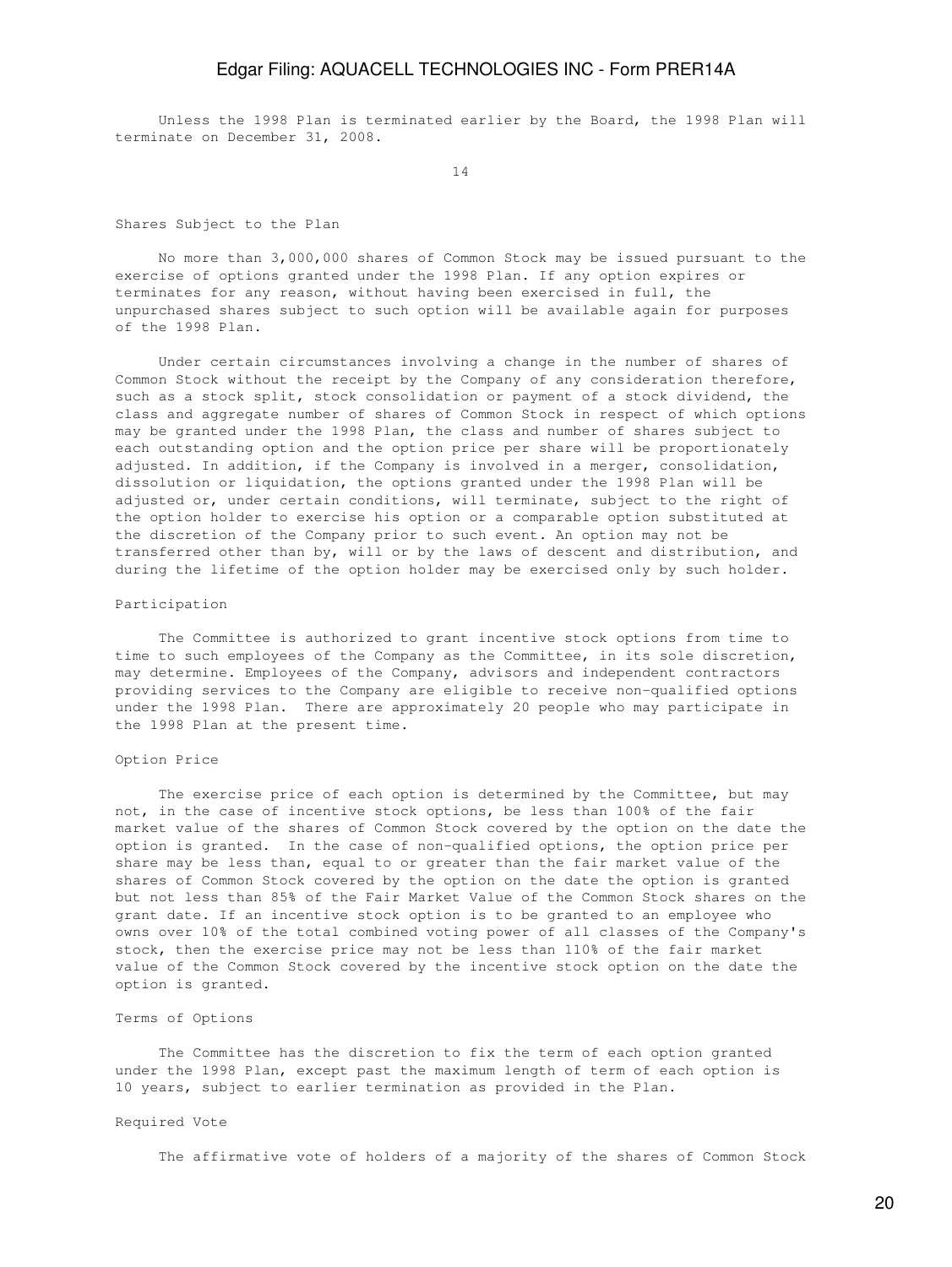Unless the 1998 Plan is terminated earlier by the Board, the 1998 Plan will terminate on December 31, 2008.

### Shares Subject to the Plan

No more than 3,000,000 shares of Common Stock may be issued pursuant to the exercise of options granted under the 1998 Plan. If any option expires or terminates for any reason, without having been exercised in full, the unpurchased shares subject to such option will be available again for purposes of the 1998 Plan.

Under certain circumstances involving a change in the number of shares of Common Stock without the receipt by the Company of any consideration therefore, such as a stock split, stock consolidation or payment of a stock dividend, the class and aggregate number of shares of Common Stock in respect of which options may be granted under the 1998 Plan, the class and number of shares subject to each outstanding option and the option price per share will be proportionately adjusted. In addition, if the Company is involved in a merger, consolidation, dissolution or liquidation, the options granted under the 1998 Plan will be adjusted or, under certain conditions, will terminate, subject to the right of the option holder to exercise his option or a comparable option substituted at the discretion of the Company prior to such event. An option may not be transferred other than by, will or by the laws of descent and distribution, and during the lifetime of the option holder may be exercised only by such holder.

### Participation

The Committee is authorized to grant incentive stock options from time to time to such employees of the Company as the Committee, in its sole discretion, may determine. Employees of the Company, advisors and independent contractors providing services to the Company are eligible to receive non-qualified options under the 1998 Plan. There are approximately 20 people who may participate in the 1998 Plan at the present time.

### Option Price

The exercise price of each option is determined by the Committee, but may not, in the case of incentive stock options, be less than 100% of the fair market value of the shares of Common Stock covered by the option on the date the option is granted. In the case of non-qualified options, the option price per share may be less than, equal to or greater than the fair market value of the shares of Common Stock covered by the option on the date the option is granted but not less than 85% of the Fair Market Value of the Common Stock shares on the grant date. If an incentive stock option is to be granted to an employee who owns over 10% of the total combined voting power of all classes of the Company's stock, then the exercise price may not be less than 110% of the fair market value of the Common Stock covered by the incentive stock option on the date the option is granted.

### Terms of Options

The Committee has the discretion to fix the term of each option granted under the 1998 Plan, except past the maximum length of term of each option is 10 years, subject to earlier termination as provided in the Plan.

### Required Vote

The affirmative vote of holders of a majority of the shares of Common Stock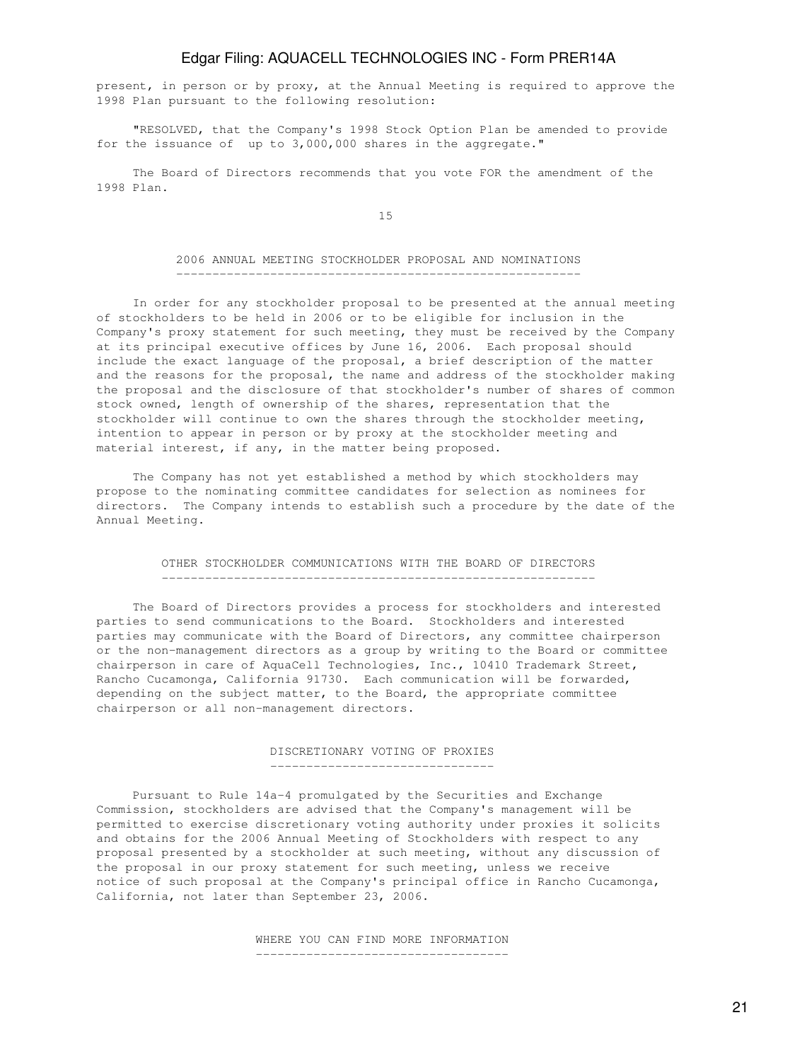present, in person or by proxy, at the Annual Meeting is required to approve the 1998 Plan pursuant to the following resolution:

"RESOLVED, that the Company's 1998 Stock Option Plan be amended to provide for the issuance of up to 3,000,000 shares in the aggregate."

The Board of Directors recommends that you vote FOR the amendment of the 1998 Plan.

## 2006 ANNUAL MEETING STOCKHOLDER PROPOSAL AND NOMINATIONS

In order for any stockholder proposal to be presented at the annual meeting of stockholders to be held in 2006 or to be eligible for inclusion in the Company's proxy statement for such meeting, they must be received by the Company at its principal executive offices by June 16, 2006. Each proposal should include the exact language of the proposal, a brief description of the matter and the reasons for the proposal, the name and address of the stockholder making the proposal and the disclosure of that stockholder's number of shares of common stock owned, length of ownership of the shares, representation that the stockholder will continue to own the shares through the stockholder meeting, intention to appear in person or by proxy at the stockholder meeting and material interest, if any, in the matter being proposed.

The Company has not yet established a method by which stockholders may propose to the nominating committee candidates for selection as nominees for directors. The Company intends to establish such a procedure by the date of the Annual Meeting.

## OTHER STOCKHOLDER COMMUNICATIONS WITH THE BOARD OF DIRECTORS

The Board of Directors provides a process for stockholders and interested parties to send communications to the Board. Stockholders and interested parties may communicate with the Board of Directors, any committee chairperson or the non-management directors as a group by writing to the Board or committee chairperson in care of AquaCell Technologies, Inc., 10410 Trademark Street, Rancho Cucamonga, California 91730. Each communication will be forwarded, depending on the subject matter, to the Board, the appropriate committee chairperson or all non-management directors.

## DISCRETIONARY VOTING OF PROXIES

Pursuant to Rule 14a-4 promulgated by the Securities and Exchange Commission, stockholders are advised that the Company's management will be permitted to exercise discretionary voting authority under proxies it solicits and obtains for the 2006 Annual Meeting of Stockholders with respect to any proposal presented by a stockholder at such meeting, without any discussion of the proposal in our proxy statement for such meeting, unless we receive notice of such proposal at the Company's principal office in Rancho Cucamonga, California, not later than September 23, 2006.

## WHERE YOU CAN FIND MORE INFORMATION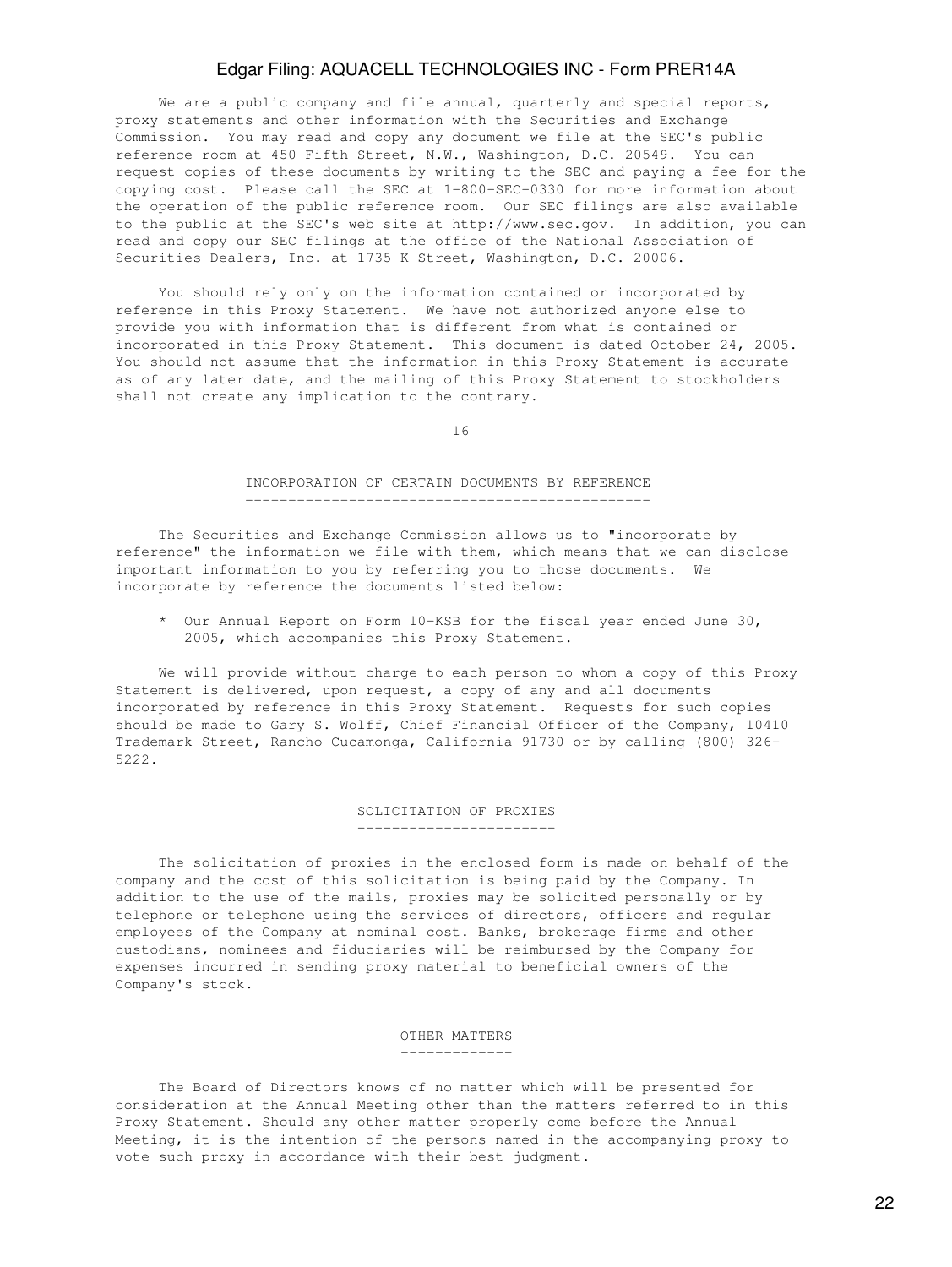We are a public company and file annual, quarterly and special reports, proxy statements and other information with the Securities and Exchange Commission. You may read and copy any document we file at the SEC's public reference room at 450 Fifth Street, N.W., Washington, D.C. 20549. You can request copies of these documents by writing to the SEC and paying a fee for the copying cost. Please call the SEC at 1-800-SEC-0330 for more information about the operation of the public reference room. Our SEC filings are also available to the public at the SEC's web site at http://www.sec.gov. In addition, you can read and copy our SEC filings at the office of the National Association of Securities Dealers, Inc. at 1735 K Street, Washington, D.C. 20006.

You should rely only on the information contained or incorporated by reference in this Proxy Statement. We have not authorized anyone else to provide you with information that is different from what is contained or incorporated in this Proxy Statement. This document is dated October 24, 2005. You should not assume that the information in this Proxy Statement is accurate as of any later date, and the mailing of this Proxy Statement to stockholders shall not create any implication to the contrary.

## INCORPORATION OF CERTAIN DOCUMENTS BY REFERENCE

The Securities and Exchange Commission allows us to "incorporate by reference" the information we file with them, which means that we can disclose important information to you by referring you to those documents. We incorporate by reference the documents listed below:

* Our Annual Report on Form 10-KSB for the fiscal year ended June 30, 2005, which accompanies this Proxy Statement.

We will provide without charge to each person to whom a copy of this Proxy Statement is delivered, upon request, a copy of any and all documents incorporated by reference in this Proxy Statement. Requests for such copies should be made to Gary S. Wolff, Chief Financial Officer of the Company, 10410 Trademark Street, Rancho Cucamonga, California 91730 or by calling (800) 326-5222.

## SOLICITATION OF PROXIES

The solicitation of proxies in the enclosed form is made on behalf of the company and the cost of this solicitation is being paid by the Company. In addition to the use of the mails, proxies may be solicited personally or by telephone or telephone using the services of directors, officers and regular employees of the Company at nominal cost. Banks, brokerage firms and other custodians, nominees and fiduciaries will be reimbursed by the Company for expenses incurred in sending proxy material to beneficial owners of the Company's stock.

## OTHER MATTERS

The Board of Directors knows of no matter which will be presented for consideration at the Annual Meeting other than the matters referred to in this Proxy Statement. Should any other matter properly come before the Annual Meeting, it is the intention of the persons named in the accompanying proxy to vote such proxy in accordance with their best judgment.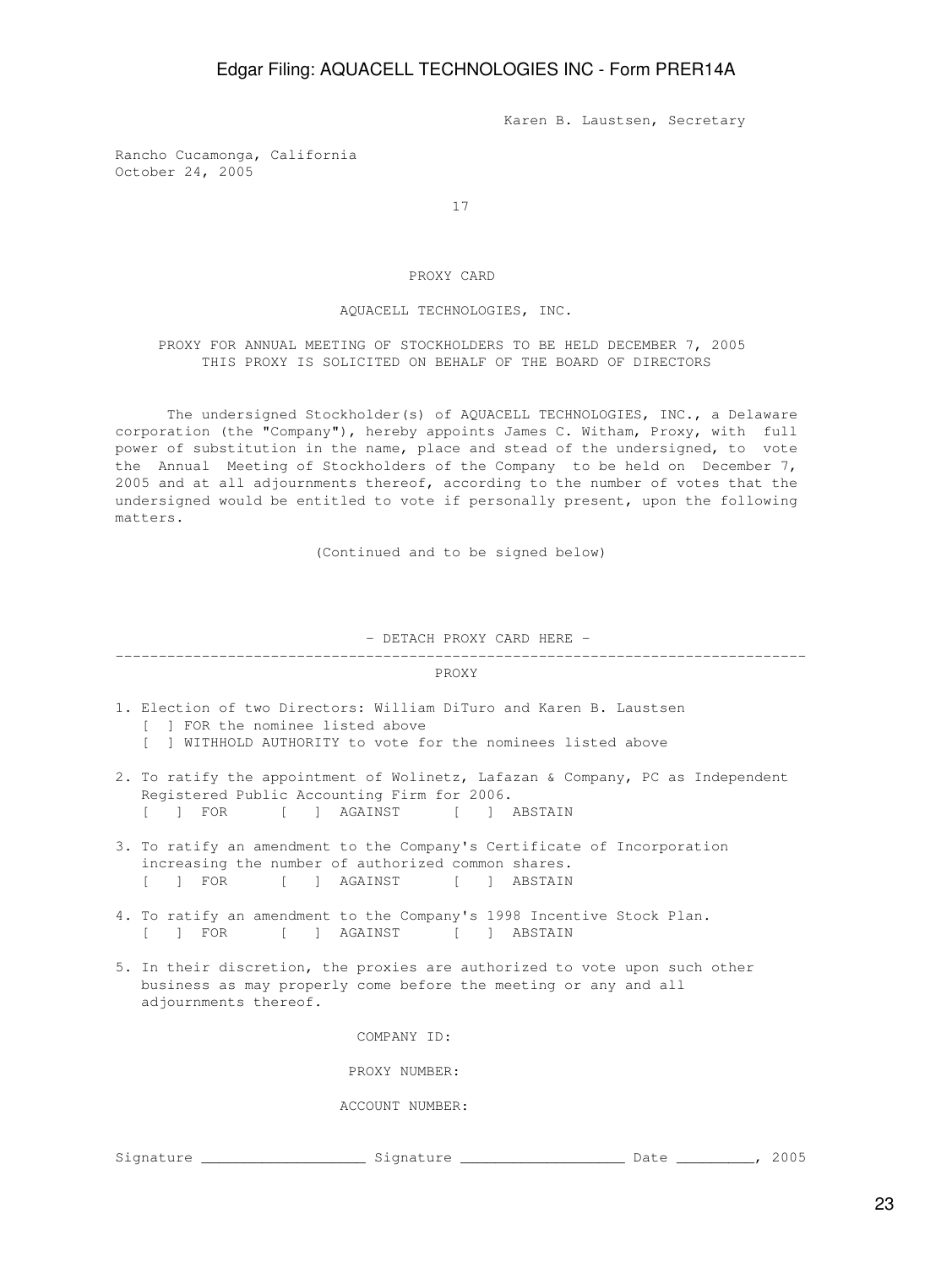Karen B. Laustsen, Secretary

Rancho Cucamonga, California
October 24, 2005

17

PROXY CARD

AQUACELL TECHNOLOGIES, INC.

PROXY FOR ANNUAL MEETING OF STOCKHOLDERS TO BE HELD DECEMBER 7, 2005
THIS PROXY IS SOLICITED ON BEHALF OF THE BOARD OF DIRECTORS

The undersigned Stockholder(s) of AQUACELL TECHNOLOGIES, INC., a Delaware corporation (the "Company"), hereby appoints James C. Witham, Proxy, with full power of substitution in the name, place and stead of the undersigned, to vote the Annual Meeting of Stockholders of the Company to be held on December 7, 2005 and at all adjournments thereof, according to the number of votes that the undersigned would be entitled to vote if personally present, upon the following matters.

(Continued and to be signed below)

- DETACH PROXY CARD HERE -

---

PROXY

1. Election of two Directors: William DiTuro and Karen B. Laustsen
   [ ] FOR the nominee listed above
   [ ] WITHHOLD AUTHORITY to vote for the nominees listed above

2. To ratify the appointment of Wolinetz, Lafazan & Company, PC as Independent Registered Public Accounting Firm for 2006.
   [ ] FOR [ ] AGAINST [ ] ABSTAIN

3. To ratify an amendment to the Company's Certificate of Incorporation increasing the number of authorized common shares.
   [ ] FOR [ ] AGAINST [ ] ABSTAIN

4. To ratify an amendment to the Company's 1998 Incentive Stock Plan.
   [ ] FOR [ ] AGAINST [ ] ABSTAIN

5. In their discretion, the proxies are authorized to vote upon such other business as may properly come before the meeting or any and all adjournments thereof.

COMPANY ID:

PROXY NUMBER:

ACCOUNT NUMBER:

Signature ____________________ Signature ____________________ Date _________, 2005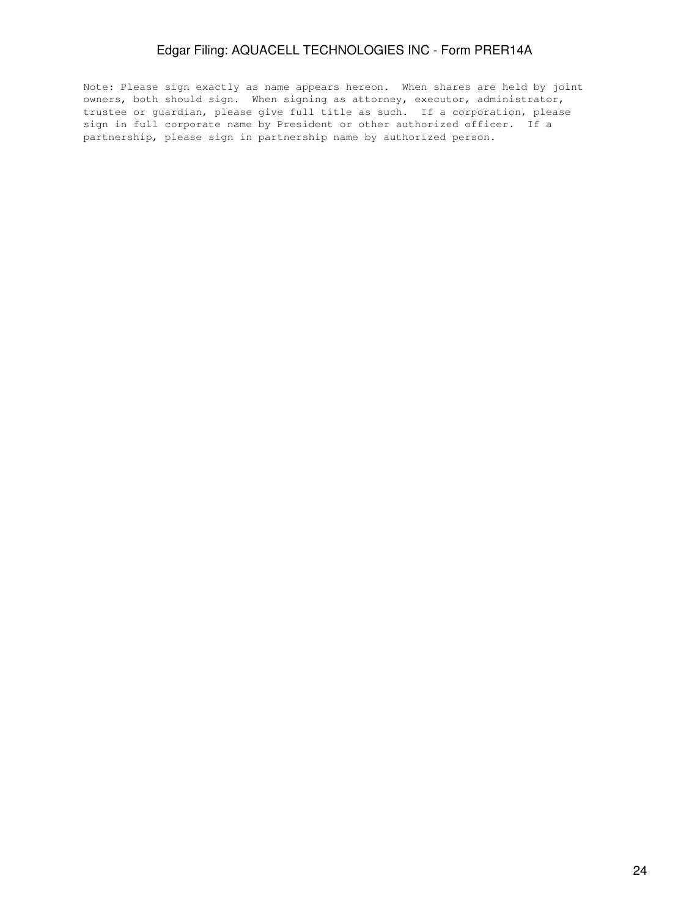Note: Please sign exactly as name appears hereon. When shares are held by joint owners, both should sign. When signing as attorney, executor, administrator, trustee or guardian, please give full title as such. If a corporation, please sign in full corporate name by President or other authorized officer. If a partnership, please sign in partnership name by authorized person.